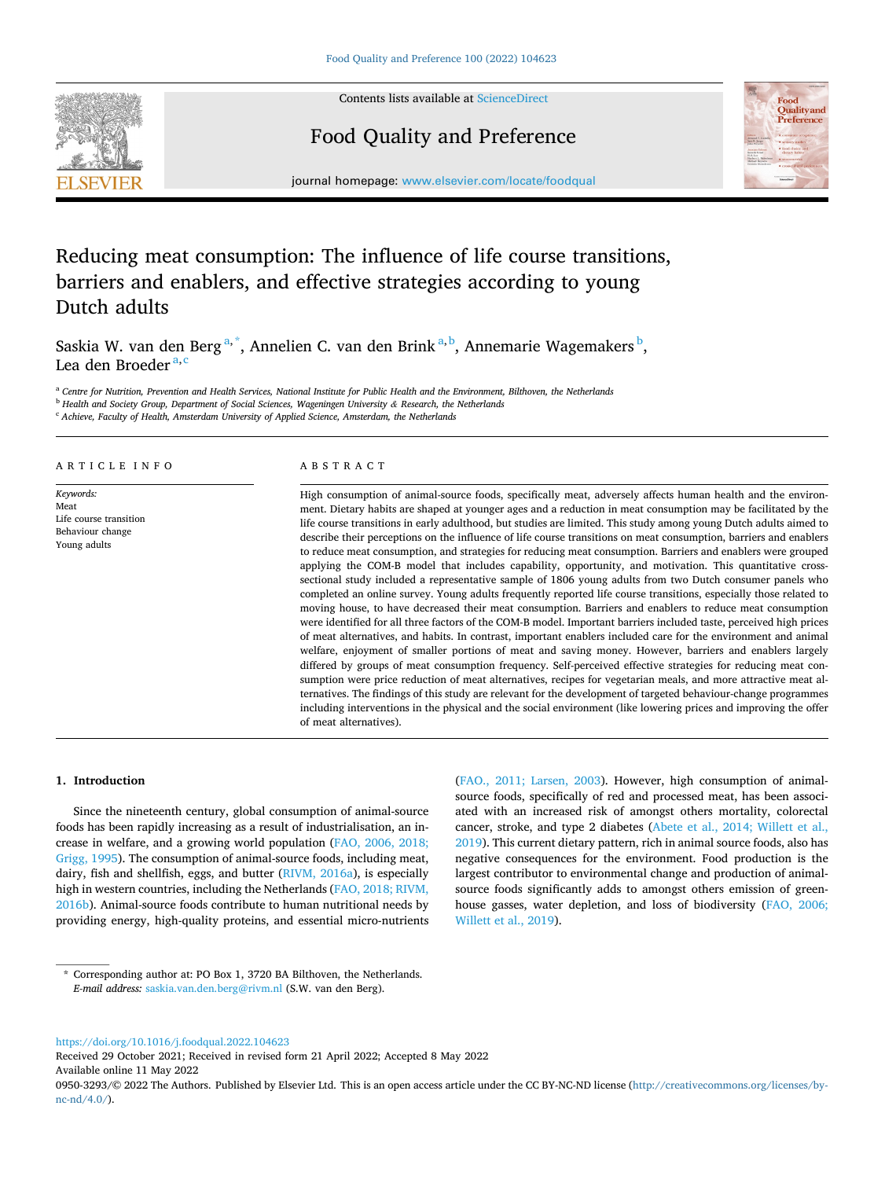# Reducing meat consumption: The influence of life course transitions, barriers and enablers, and effective strategies according to young Dutch adults

Saskia W. van den Berg [a,*], Annelien C. van den Brink [a,b], Annemarie Wagemakers [b], Lea den Broeder [a,c]

[a] Centre for Nutrition, Prevention and Health Services, National Institute for Public Health and the Environment, Bilthoven, the Netherlands
[b] Health and Society Group, Department of Social Sciences, Wageningen University & Research, the Netherlands
[c] Achieve, Faculty of Health, Amsterdam University of Applied Science, Amsterdam, the Netherlands

## ARTICLE INFO

*Keywords:*
Meat
Life course transition
Behaviour change
Young adults

## ABSTRACT

High consumption of animal-source foods, specifically meat, adversely affects human health and the environment. Dietary habits are shaped at younger ages and a reduction in meat consumption may be facilitated by the life course transitions in early adulthood, but studies are limited. This study among young Dutch adults aimed to describe their perceptions on the influence of life course transitions on meat consumption, barriers and enablers to reduce meat consumption, and strategies for reducing meat consumption. Barriers and enablers were grouped applying the COM-B model that includes capability, opportunity, and motivation. This quantitative cross-sectional study included a representative sample of 1806 young adults from two Dutch consumer panels who completed an online survey. Young adults frequently reported life course transitions, especially those related to moving house, to have decreased their meat consumption. Barriers and enablers to reduce meat consumption were identified for all three factors of the COM-B model. Important barriers included taste, perceived high prices of meat alternatives, and habits. In contrast, important enablers included care for the environment and animal welfare, enjoyment of smaller portions of meat and saving money. However, barriers and enablers largely differed by groups of meat consumption frequency. Self-perceived effective strategies for reducing meat consumption were price reduction of meat alternatives, recipes for vegetarian meals, and more attractive meat alternatives. The findings of this study are relevant for the development of targeted behaviour-change programmes including interventions in the physical and the social environment (like lowering prices and improving the offer of meat alternatives).

## 1. Introduction

Since the nineteenth century, global consumption of animal-source foods has been rapidly increasing as a result of industrialisation, an increase in welfare, and a growing world population (FAO, 2006, 2018; Grigg, 1995). The consumption of animal-source foods, including meat, dairy, fish and shellfish, eggs, and butter (RIVM, 2016a), is especially high in western countries, including the Netherlands (FAO, 2018; RIVM, 2016b). Animal-source foods contribute to human nutritional needs by providing energy, high-quality proteins, and essential micro-nutrients (FAO., 2011; Larsen, 2003). However, high consumption of animal-source foods, specifically of red and processed meat, has been associated with an increased risk of amongst others mortality, colorectal cancer, stroke, and type 2 diabetes (Abete et al., 2014; Willett et al., 2019). This current dietary pattern, rich in animal source foods, also has negative consequences for the environment. Food production is the largest contributor to environmental change and production of animal-source foods significantly adds to amongst others emission of greenhouse gasses, water depletion, and loss of biodiversity (FAO, 2006; Willett et al., 2019).

\* Corresponding author at: PO Box 1, 3720 BA Bilthoven, the Netherlands.
*E-mail address:* saskia.van.den.berg@rivm.nl (S.W. van den Berg).

https://doi.org/10.1016/j.foodqual.2022.104623
Received 29 October 2021; Received in revised form 21 April 2022; Accepted 8 May 2022
Available online 11 May 2022
0950-3293/© 2022 The Authors. Published by Elsevier Ltd. This is an open access article under the CC BY-NC-ND license (http://creativecommons.org/licenses/by-nc-nd/4.0/).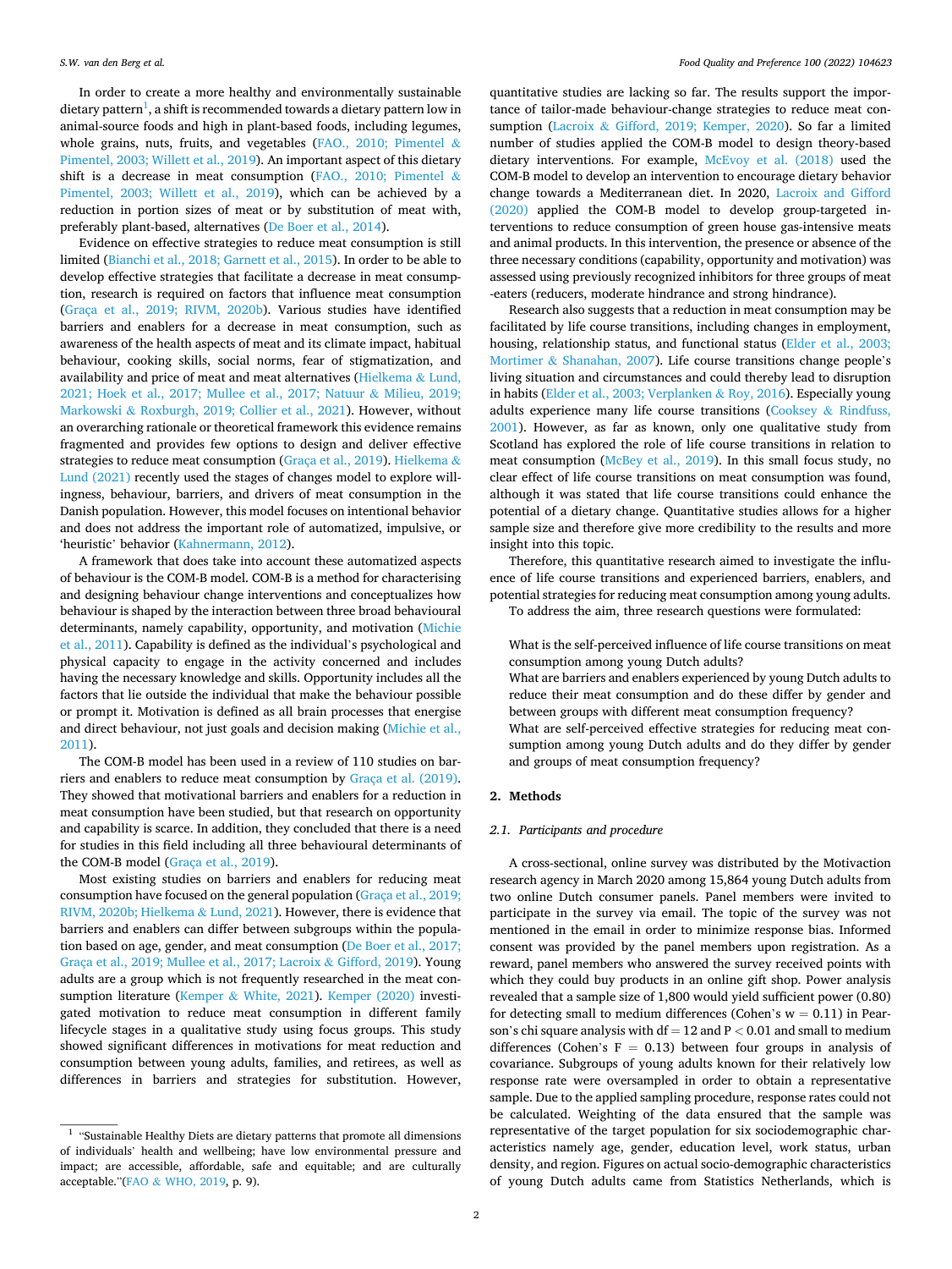In order to create a more healthy and environmentally sustainable dietary pattern[1], a shift is recommended towards a dietary pattern low in animal-source foods and high in plant-based foods, including legumes, whole grains, nuts, fruits, and vegetables (FAO., 2010; Pimentel & Pimentel, 2003; Willett et al., 2019). An important aspect of this dietary shift is a decrease in meat consumption (FAO., 2010; Pimentel & Pimentel, 2003; Willett et al., 2019), which can be achieved by a reduction in portion sizes of meat or by substitution of meat with, preferably plant-based, alternatives (De Boer et al., 2014).

Evidence on effective strategies to reduce meat consumption is still limited (Bianchi et al., 2018; Garnett et al., 2015). In order to be able to develop effective strategies that facilitate a decrease in meat consumption, research is required on factors that influence meat consumption (Graça et al., 2019; RIVM, 2020b). Various studies have identified barriers and enablers for a decrease in meat consumption, such as awareness of the health aspects of meat and its climate impact, habitual behaviour, cooking skills, social norms, fear of stigmatization, and availability and price of meat and meat alternatives (Hielkema & Lund, 2021; Hoek et al., 2017; Mullee et al., 2017; Natuur & Milieu, 2019; Markowski & Roxburgh, 2019; Collier et al., 2021). However, without an overarching rationale or theoretical framework this evidence remains fragmented and provides few options to design and deliver effective strategies to reduce meat consumption (Graça et al., 2019). Hielkema & Lund (2021) recently used the stages of changes model to explore willingness, behaviour, barriers, and drivers of meat consumption in the Danish population. However, this model focuses on intentional behavior and does not address the important role of automatized, impulsive, or 'heuristic' behavior (Kahnermann, 2012).

A framework that does take into account these automatized aspects of behaviour is the COM-B model. COM-B is a method for characterising and designing behaviour change interventions and conceptualizes how behaviour is shaped by the interaction between three broad behavioural determinants, namely capability, opportunity, and motivation (Michie et al., 2011). Capability is defined as the individual's psychological and physical capacity to engage in the activity concerned and includes having the necessary knowledge and skills. Opportunity includes all the factors that lie outside the individual that make the behaviour possible or prompt it. Motivation is defined as all brain processes that energise and direct behaviour, not just goals and decision making (Michie et al., 2011).

The COM-B model has been used in a review of 110 studies on barriers and enablers to reduce meat consumption by Graça et al. (2019). They showed that motivational barriers and enablers for a reduction in meat consumption have been studied, but that research on opportunity and capability is scarce. In addition, they concluded that there is a need for studies in this field including all three behavioural determinants of the COM-B model (Graça et al., 2019).

Most existing studies on barriers and enablers for reducing meat consumption have focused on the general population (Graça et al., 2019; RIVM, 2020b; Hielkema & Lund, 2021). However, there is evidence that barriers and enablers can differ between subgroups within the population based on age, gender, and meat consumption (De Boer et al., 2017; Graça et al., 2019; Mullee et al., 2017; Lacroix & Gifford, 2019). Young adults are a group which is not frequently researched in the meat consumption literature (Kemper & White, 2021). Kemper (2020) investigated motivation to reduce meat consumption in different family lifecycle stages in a qualitative study using focus groups. This study showed significant differences in motivations for meat reduction and consumption between young adults, families, and retirees, as well as differences in barriers and strategies for substitution. However, quantitative studies are lacking so far. The results support the importance of tailor-made behaviour-change strategies to reduce meat consumption (Lacroix & Gifford, 2019; Kemper, 2020). So far a limited number of studies applied the COM-B model to design theory-based dietary interventions. For example, McEvoy et al. (2018) used the COM-B model to develop an intervention to encourage dietary behavior change towards a Mediterranean diet. In 2020, Lacroix and Gifford (2020) applied the COM-B model to develop group-targeted interventions to reduce consumption of green house gas-intensive meats and animal products. In this intervention, the presence or absence of the three necessary conditions (capability, opportunity and motivation) was assessed using previously recognized inhibitors for three groups of meat -eaters (reducers, moderate hindrance and strong hindrance).

Research also suggests that a reduction in meat consumption may be facilitated by life course transitions, including changes in employment, housing, relationship status, and functional status (Elder et al., 2003; Mortimer & Shanahan, 2007). Life course transitions change people's living situation and circumstances and could thereby lead to disruption in habits (Elder et al., 2003; Verplanken & Roy, 2016). Especially young adults experience many life course transitions (Cooksey & Rindfuss, 2001). However, as far as known, only one qualitative study from Scotland has explored the role of life course transitions in relation to meat consumption (McBey et al., 2019). In this small focus study, no clear effect of life course transitions on meat consumption was found, although it was stated that life course transitions could enhance the potential of a dietary change. Quantitative studies allows for a higher sample size and therefore give more credibility to the results and more insight into this topic.

Therefore, this quantitative research aimed to investigate the influence of life course transitions and experienced barriers, enablers, and potential strategies for reducing meat consumption among young adults. To address the aim, three research questions were formulated:

What is the self-perceived influence of life course transitions on meat consumption among young Dutch adults?
What are barriers and enablers experienced by young Dutch adults to reduce their meat consumption and do these differ by gender and between groups with different meat consumption frequency?
What are self-perceived effective strategies for reducing meat consumption among young Dutch adults and do they differ by gender and groups of meat consumption frequency?

## 2. Methods

### 2.1. Participants and procedure

A cross-sectional, online survey was distributed by the Motivaction research agency in March 2020 among 15,864 young Dutch adults from two online Dutch consumer panels. Panel members were invited to participate in the survey via email. The topic of the survey was not mentioned in the email in order to minimize response bias. Informed consent was provided by the panel members upon registration. As a reward, panel members who answered the survey received points with which they could buy products in an online gift shop. Power analysis revealed that a sample size of 1,800 would yield sufficient power (0.80) for detecting small to medium differences (Cohen's $w = 0.11$) in Pearson's chi square analysis with $df = 12$ and $P < 0.01$ and small to medium differences (Cohen's $F = 0.13$) between four groups in analysis of covariance. Subgroups of young adults known for their relatively low response rate were oversampled in order to obtain a representative sample. Due to the applied sampling procedure, response rates could not be calculated. Weighting of the data ensured that the sample was representative of the target population for six sociodemographic characteristics namely age, gender, education level, work status, urban density, and region. Figures on actual socio-demographic characteristics of young Dutch adults came from Statistics Netherlands, which is

---

[1] "Sustainable Healthy Diets are dietary patterns that promote all dimensions of individuals' health and wellbeing; have low environmental pressure and impact; are accessible, affordable, safe and equitable; and are culturally acceptable."(FAO & WHO, 2019, p. 9).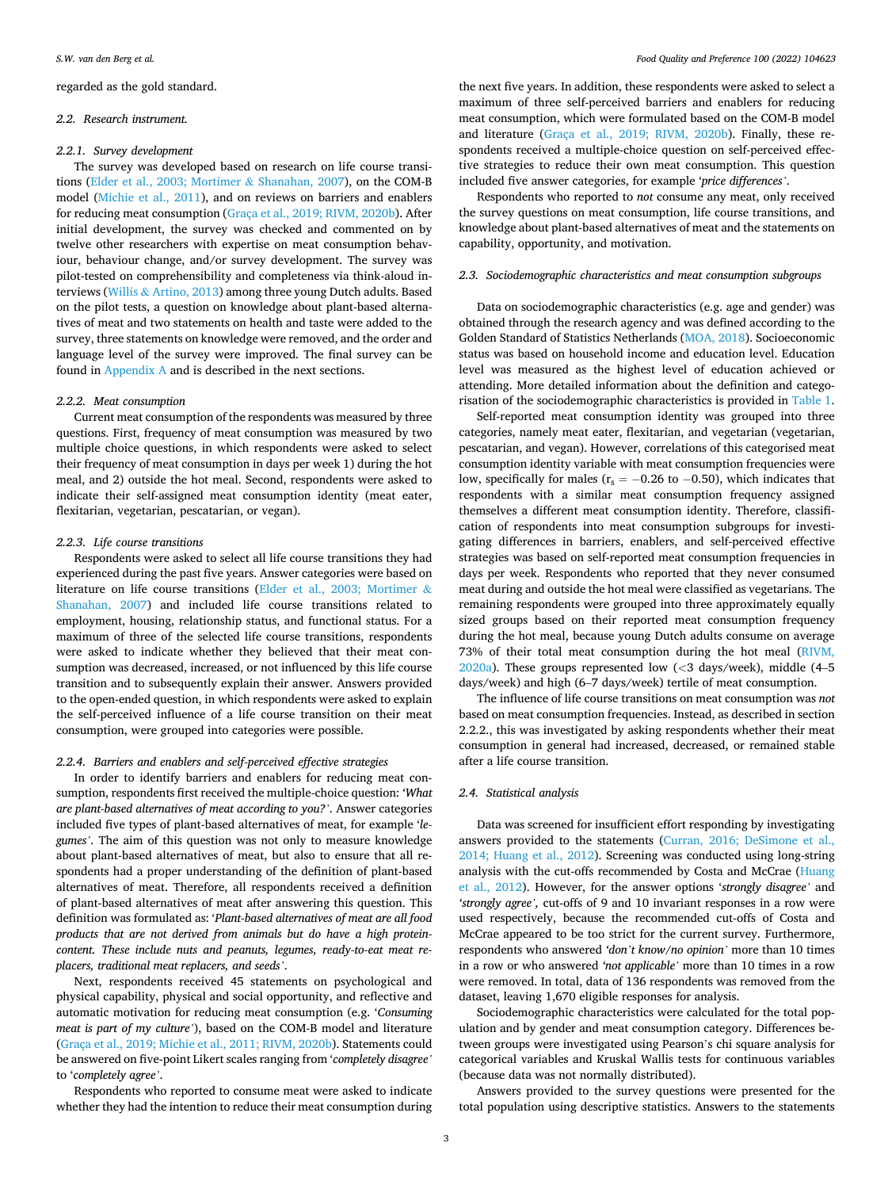regarded as the gold standard.

### 2.2. Research instrument.

#### 2.2.1. Survey development

The survey was developed based on research on life course transitions (Elder et al., 2003; Mortimer & Shanahan, 2007), on the COM-B model (Michie et al., 2011), and on reviews on barriers and enablers for reducing meat consumption (Graça et al., 2019; RIVM, 2020b). After initial development, the survey was checked and commented on by twelve other researchers with expertise on meat consumption behaviour, behaviour change, and/or survey development. The survey was pilot-tested on comprehensibility and completeness via think-aloud interviews (Willis & Artino, 2013) among three young Dutch adults. Based on the pilot tests, a question on knowledge about plant-based alternatives of meat and two statements on health and taste were added to the survey, three statements on knowledge were removed, and the order and language level of the survey were improved. The final survey can be found in Appendix A and is described in the next sections.

#### 2.2.2. Meat consumption

Current meat consumption of the respondents was measured by three questions. First, frequency of meat consumption was measured by two multiple choice questions, in which respondents were asked to select their frequency of meat consumption in days per week 1) during the hot meal, and 2) outside the hot meal. Second, respondents were asked to indicate their self-assigned meat consumption identity (meat eater, flexitarian, vegetarian, pescatarian, or vegan).

#### 2.2.3. Life course transitions

Respondents were asked to select all life course transitions they had experienced during the past five years. Answer categories were based on literature on life course transitions (Elder et al., 2003; Mortimer & Shanahan, 2007) and included life course transitions related to employment, housing, relationship status, and functional status. For a maximum of three of the selected life course transitions, respondents were asked to indicate whether they believed that their meat consumption was decreased, increased, or not influenced by this life course transition and to subsequently explain their answer. Answers provided to the open-ended question, in which respondents were asked to explain the self-perceived influence of a life course transition on their meat consumption, were grouped into categories were possible.

#### 2.2.4. Barriers and enablers and self-perceived effective strategies

In order to identify barriers and enablers for reducing meat consumption, respondents first received the multiple-choice question: *'What are plant-based alternatives of meat according to you?'*. Answer categories included five types of plant-based alternatives of meat, for example *'legumes'*. The aim of this question was not only to measure knowledge about plant-based alternatives of meat, but also to ensure that all respondents had a proper understanding of the definition of plant-based alternatives of meat. Therefore, all respondents received a definition of plant-based alternatives of meat after answering this question. This definition was formulated as: *'Plant-based alternatives of meat are all food products that are not derived from animals but do have a high protein-content. These include nuts and peanuts, legumes, ready-to-eat meat replacers, traditional meat replacers, and seeds'*.

Next, respondents received 45 statements on psychological and physical capability, physical and social opportunity, and reflective and automatic motivation for reducing meat consumption (e.g. *'Consuming meat is part of my culture'*), based on the COM-B model and literature (Graça et al., 2019; Michie et al., 2011; RIVM, 2020b). Statements could be answered on five-point Likert scales ranging from *'completely disagree'* to *'completely agree'*.

Respondents who reported to consume meat were asked to indicate whether they had the intention to reduce their meat consumption during the next five years. In addition, these respondents were asked to select a maximum of three self-perceived barriers and enablers for reducing meat consumption, which were formulated based on the COM-B model and literature (Graça et al., 2019; RIVM, 2020b). Finally, these respondents received a multiple-choice question on self-perceived effective strategies to reduce their own meat consumption. This question included five answer categories, for example *'price differences'*.

Respondents who reported to *not* consume any meat, only received the survey questions on meat consumption, life course transitions, and knowledge about plant-based alternatives of meat and the statements on capability, opportunity, and motivation.

### 2.3. Sociodemographic characteristics and meat consumption subgroups

Data on sociodemographic characteristics (e.g. age and gender) was obtained through the research agency and was defined according to the Golden Standard of Statistics Netherlands (MOA, 2018). Socioeconomic status was based on household income and education level. Education level was measured as the highest level of education achieved or attending. More detailed information about the definition and categorisation of the sociodemographic characteristics is provided in Table 1.

Self-reported meat consumption identity was grouped into three categories, namely meat eater, flexitarian, and vegetarian (vegetarian, pescatarian, and vegan). However, correlations of this categorised meat consumption identity variable with meat consumption frequencies were low, specifically for males ($r_s = -0.26$ to $-0.50$), which indicates that respondents with a similar meat consumption frequency assigned themselves a different meat consumption identity. Therefore, classification of respondents into meat consumption subgroups for investigating differences in barriers, enablers, and self-perceived effective strategies was based on self-reported meat consumption frequencies in days per week. Respondents who reported that they never consumed meat during and outside the hot meal were classified as vegetarians. The remaining respondents were grouped into three approximately equally sized groups based on their reported meat consumption frequency during the hot meal, because young Dutch adults consume on average 73% of their total meat consumption during the hot meal (RIVM, 2020a). These groups represented low (<3 days/week), middle (4–5 days/week) and high (6–7 days/week) tertile of meat consumption.

The influence of life course transitions on meat consumption was *not* based on meat consumption frequencies. Instead, as described in section 2.2.2., this was investigated by asking respondents whether their meat consumption in general had increased, decreased, or remained stable after a life course transition.

### 2.4. Statistical analysis

Data was screened for insufficient effort responding by investigating answers provided to the statements (Curran, 2016; DeSimone et al., 2014; Huang et al., 2012). Screening was conducted using long-string analysis with the cut-offs recommended by Costa and McCrae (Huang et al., 2012). However, for the answer options *'strongly disagree'* and *'strongly agree'*, cut-offs of 9 and 10 invariant responses in a row were used respectively, because the recommended cut-offs of Costa and McCrae appeared to be too strict for the current survey. Furthermore, respondents who answered *'don't know/no opinion'* more than 10 times in a row or who answered *'not applicable'* more than 10 times in a row were removed from the dataset. In total, data of 136 respondents was removed from the dataset, leaving 1,670 eligible responses for analysis.

Sociodemographic characteristics were calculated for the total population and by gender and meat consumption category. Differences between groups were investigated using Pearson's chi square analysis for categorical variables and Kruskal Wallis tests for continuous variables (because data was not normally distributed).

Answers provided to the survey questions were presented for the total population using descriptive statistics. Answers to the statements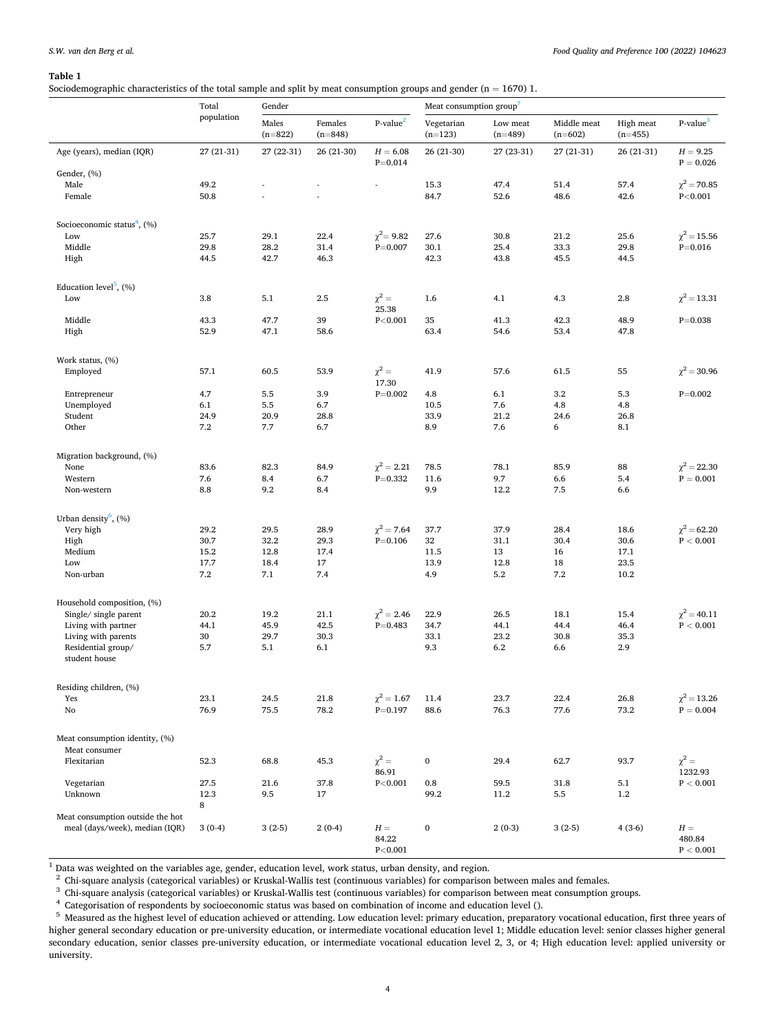**Table 1**

Sociodemographic characteristics of the total sample and split by meat consumption groups and gender (n = 1670) 1.

| | Total population | Gender | | | Meat consumption group[7] | | | | |
|---|---|---|---|---|---|---|---|---|---|
| | | Males (n=822) | Females (n=848) | P-value[2] | Vegetarian (n=123) | Low meat (n=489) | Middle meat (n=602) | High meat (n=455) | P-value[3] |
| Age (years), median (IQR) | 27 (21-31) | 27 (22-31) | 26 (21-30) | $H = 6.08$ P=0.014 | 26 (21-30) | 27 (23-31) | 27 (21-31) | 26 (21-31) | $H = 9.25$ P = 0.026 |
| Gender, (%) | | | | | | | | | |
| Male | 49.2 | - | - | - | 15.3 | 47.4 | 51.4 | 57.4 | $\chi^2 = 70.85$ |
| Female | 50.8 | - | - | | 84.7 | 52.6 | 48.6 | 42.6 | P<0.001 |
| Socioeconomic status[4], (%) | | | | | | | | | |
| Low | 25.7 | 29.1 | 22.4 | $\chi^2 = 9.82$ | 27.6 | 30.8 | 21.2 | 25.6 | $\chi^2 = 15.56$ |
| Middle | 29.8 | 28.2 | 31.4 | P=0.007 | 30.1 | 25.4 | 33.3 | 29.8 | P=0.016 |
| High | 44.5 | 42.7 | 46.3 | | 42.3 | 43.8 | 45.5 | 44.5 | |
| Education level[5], (%) | | | | | | | | | |
| Low | 3.8 | 5.1 | 2.5 | $\chi^2 = 25.38$ | 1.6 | 4.1 | 4.3 | 2.8 | $\chi^2 = 13.31$ |
| Middle | 43.3 | 47.7 | 39 | P<0.001 | 35 | 41.3 | 42.3 | 48.9 | P=0.038 |
| High | 52.9 | 47.1 | 58.6 | | 63.4 | 54.6 | 53.4 | 47.8 | |
| Work status, (%) | | | | | | | | | |
| Employed | 57.1 | 60.5 | 53.9 | $\chi^2 = 17.30$ | 41.9 | 57.6 | 61.5 | 55 | $\chi^2 = 30.96$ |
| Entrepreneur | 4.7 | 5.5 | 3.9 | P=0.002 | 4.8 | 6.1 | 3.2 | 5.3 | P=0.002 |
| Unemployed | 6.1 | 5.5 | 6.7 | | 10.5 | 7.6 | 4.8 | 4.8 | |
| Student | 24.9 | 20.9 | 28.8 | | 33.9 | 21.2 | 24.6 | 26.8 | |
| Other | 7.2 | 7.7 | 6.7 | | 8.9 | 7.6 | 6 | 8.1 | |
| Migration background, (%) | | | | | | | | | |
| None | 83.6 | 82.3 | 84.9 | $\chi^2 = 2.21$ | 78.5 | 78.1 | 85.9 | 88 | $\chi^2 = 22.30$ |
| Western | 7.6 | 8.4 | 6.7 | P=0.332 | 11.6 | 9.7 | 6.6 | 5.4 | P = 0.001 |
| Non-western | 8.8 | 9.2 | 8.4 | | 9.9 | 12.2 | 7.5 | 6.6 | |
| Urban density[6], (%) | | | | | | | | | |
| Very high | 29.2 | 29.5 | 28.9 | $\chi^2 = 7.64$ | 37.7 | 37.9 | 28.4 | 18.6 | $\chi^2 = 62.20$ |
| High | 30.7 | 32.2 | 29.3 | P=0.106 | 32 | 31.1 | 30.4 | 30.6 | P < 0.001 |
| Medium | 15.2 | 12.8 | 17.4 | | 11.5 | 13 | 16 | 17.1 | |
| Low | 17.7 | 18.4 | 17 | | 13.9 | 12.8 | 18 | 23.5 | |
| Non-urban | 7.2 | 7.1 | 7.4 | | 4.9 | 5.2 | 7.2 | 10.2 | |
| Household composition, (%) | | | | | | | | | |
| Single/ single parent | 20.2 | 19.2 | 21.1 | $\chi^2 = 2.46$ | 22.9 | 26.5 | 18.1 | 15.4 | $\chi^2 = 40.11$ |
| Living with partner | 44.1 | 45.9 | 42.5 | P=0.483 | 34.7 | 44.1 | 44.4 | 46.4 | P < 0.001 |
| Living with parents | 30 | 29.7 | 30.3 | | 33.1 | 23.2 | 30.8 | 35.3 | |
| Residential group/ student house | 5.7 | 5.1 | 6.1 | | 9.3 | 6.2 | 6.6 | 2.9 | |
| Residing children, (%) | | | | | | | | | |
| Yes | 23.1 | 24.5 | 21.8 | $\chi^2 = 1.67$ | 11.4 | 23.7 | 22.4 | 26.8 | $\chi^2 = 13.26$ |
| No | 76.9 | 75.5 | 78.2 | P=0.197 | 88.6 | 76.3 | 77.6 | 73.2 | P = 0.004 |
| Meat consumption identity, (%) | | | | | | | | | |
| Meat consumer | | | | | | | | | |
| Flexitarian | 52.3 | 68.8 | 45.3 | $\chi^2 = 86.91$ | 0 | 29.4 | 62.7 | 93.7 | $\chi^2 = 1232.93$ |
| Vegetarian | 27.5 | 21.6 | 37.8 | P<0.001 | 0.8 | 59.5 | 31.8 | 5.1 | P < 0.001 |
| Unknown | 12.3 8 | 9.5 | 17 | | 99.2 | 11.2 | 5.5 | 1.2 | |
| Meat consumption outside the hot meal (days/week), median (IQR) | 3 (0-4) | 3 (2-5) | 2 (0-4) | $H = 84.22$ P<0.001 | 0 | 2 (0-3) | 3 (2-5) | 4 (3-6) | $H = 480.84$ P < 0.001 |

[1] Data was weighted on the variables age, gender, education level, work status, urban density, and region.

[2] Chi-square analysis (categorical variables) or Kruskal-Wallis test (continuous variables) for comparison between males and females.

[3] Chi-square analysis (categorical variables) or Kruskal-Wallis test (continuous variables) for comparison between meat consumption groups.

[4] Categorisation of respondents by socioeconomic status was based on combination of income and education level ().

[5] Measured as the highest level of education achieved or attending. Low education level: primary education, preparatory vocational education, first three years of higher general secondary education or pre-university education, or intermediate vocational education level 1; Middle education level: senior classes higher general secondary education, senior classes pre-university education, or intermediate vocational education level 2, 3, or 4; High education level: applied university or university.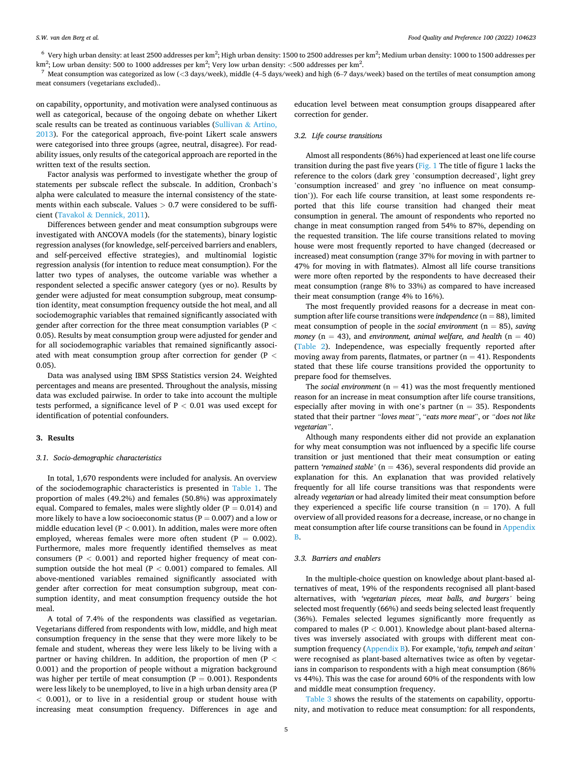[6] Very high urban density: at least 2500 addresses per km$^2$; High urban density: 1500 to 2500 addresses per km$^2$; Medium urban density: 1000 to 1500 addresses per km$^2$; Low urban density: 500 to 1000 addresses per km$^2$; Very low urban density: <500 addresses per km$^2$.

[7] Meat consumption was categorized as low (<3 days/week), middle (4–5 days/week) and high (6–7 days/week) based on the tertiles of meat consumption among meat consumers (vegetarians excluded)..

on capability, opportunity, and motivation were analysed continuous as well as categorical, because of the ongoing debate on whether Likert scale results can be treated as continuous variables (Sullivan & Artino, 2013). For the categorical approach, five-point Likert scale answers were categorised into three groups (agree, neutral, disagree). For readability issues, only results of the categorical approach are reported in the written text of the results section.

Factor analysis was performed to investigate whether the group of statements per subscale reflect the subscale. In addition, Cronbach's alpha were calculated to measure the internal consistency of the statements within each subscale. Values > 0.7 were considered to be sufficient (Tavakol & Dennick, 2011).

Differences between gender and meat consumption subgroups were investigated with ANCOVA models (for the statements), binary logistic regression analyses (for knowledge, self-perceived barriers and enablers, and self-perceived effective strategies), and multinomial logistic regression analysis (for intention to reduce meat consumption). For the latter two types of analyses, the outcome variable was whether a respondent selected a specific answer category (yes or no). Results by gender were adjusted for meat consumption subgroup, meat consumption identity, meat consumption frequency outside the hot meal, and all sociodemographic variables that remained significantly associated with gender after correction for the three meat consumption variables ($P < 0.05$). Results by meat consumption group were adjusted for gender and for all sociodemographic variables that remained significantly associated with meat consumption group after correction for gender ($P < 0.05$).

Data was analysed using IBM SPSS Statistics version 24. Weighted percentages and means are presented. Throughout the analysis, missing data was excluded pairwise. In order to take into account the multiple tests performed, a significance level of $P < 0.01$ was used except for identification of potential confounders.

## 3. Results

### 3.1. Socio-demographic characteristics

In total, 1,670 respondents were included for analysis. An overview of the sociodemographic characteristics is presented in Table 1. The proportion of males (49.2%) and females (50.8%) was approximately equal. Compared to females, males were slightly older ($P = 0.014$) and more likely to have a low socioeconomic status ($P = 0.007$) and a low or middle education level ($P < 0.001$). In addition, males were more often employed, whereas females were more often student ($P = 0.002$). Furthermore, males more frequently identified themselves as meat consumers ($P < 0.001$) and reported higher frequency of meat consumption outside the hot meal ($P < 0.001$) compared to females. All above-mentioned variables remained significantly associated with gender after correction for meat consumption subgroup, meat consumption identity, and meat consumption frequency outside the hot meal.

A total of 7.4% of the respondents was classified as vegetarian. Vegetarians differed from respondents with low, middle, and high meat consumption frequency in the sense that they were more likely to be female and student, whereas they were less likely to be living with a partner or having children. In addition, the proportion of men ($P < 0.001$) and the proportion of people without a migration background was higher per tertile of meat consumption ($P = 0.001$). Respondents were less likely to be unemployed, to live in a high urban density area ($P < 0.001$), or to live in a residential group or student house with increasing meat consumption frequency. Differences in age and education level between meat consumption groups disappeared after correction for gender.

### 3.2. Life course transitions

Almost all respondents (86%) had experienced at least one life course transition during the past five years (Fig. 1 The title of figure 1 lacks the reference to the colors (dark grey 'consumption decreased', light grey 'consumption increased' and grey 'no influence on meat consumption')). For each life course transition, at least some respondents reported that this life course transition had changed their meat consumption in general. The amount of respondents who reported no change in meat consumption ranged from 54% to 87%, depending on the requested transition. The life course transitions related to moving house were most frequently reported to have changed (decreased or increased) meat consumption (range 37% for moving in with partner to 47% for moving in with flatmates). Almost all life course transitions were more often reported by the respondents to have decreased their meat consumption (range 8% to 33%) as compared to have increased their meat consumption (range 4% to 16%).

The most frequently provided reasons for a decrease in meat consumption after life course transitions were *independence* (n = 88), limited meat consumption of people in the *social environment* (n = 85), *saving money* (n = 43), and *environment, animal welfare, and health* (n = 40) (Table 2). Independence, was especially frequently reported after moving away from parents, flatmates, or partner (n = 41). Respondents stated that these life course transitions provided the opportunity to prepare food for themselves.

The *social environment* (n = 41) was the most frequently mentioned reason for an increase in meat consumption after life course transitions, especially after moving in with one's partner (n = 35). Respondents stated that their partner *"loves meat"*, "*eats more meat*", or *"does not like vegetarian"*.

Although many respondents either did not provide an explanation for why meat consumption was not influenced by a specific life course transition or just mentioned that their meat consumption or eating pattern *'remained stable'* (n = 436), several respondents did provide an explanation for this. An explanation that was provided relatively frequently for all life course transitions was that respondents were already *vegetarian* or had already limited their meat consumption before they experienced a specific life course transition (n = 170). A full overview of all provided reasons for a decrease, increase, or no change in meat consumption after life course transitions can be found in Appendix B.

### 3.3. Barriers and enablers

In the multiple-choice question on knowledge about plant-based alternatives of meat, 19% of the respondents recognised all plant-based alternatives, with *'vegetarian pieces, meat balls, and burgers'* being selected most frequently (66%) and seeds being selected least frequently (36%). Females selected legumes significantly more frequently as compared to males ($P < 0.001$). Knowledge about plant-based alternatives was inversely associated with groups with different meat consumption frequency (Appendix B). For example, '*tofu, tempeh and seitan'* were recognised as plant-based alternatives twice as often by vegetarians in comparison to respondents with a high meat consumption (86% vs 44%). This was the case for around 60% of the respondents with low and middle meat consumption frequency.

Table 3 shows the results of the statements on capability, opportunity, and motivation to reduce meat consumption: for all respondents,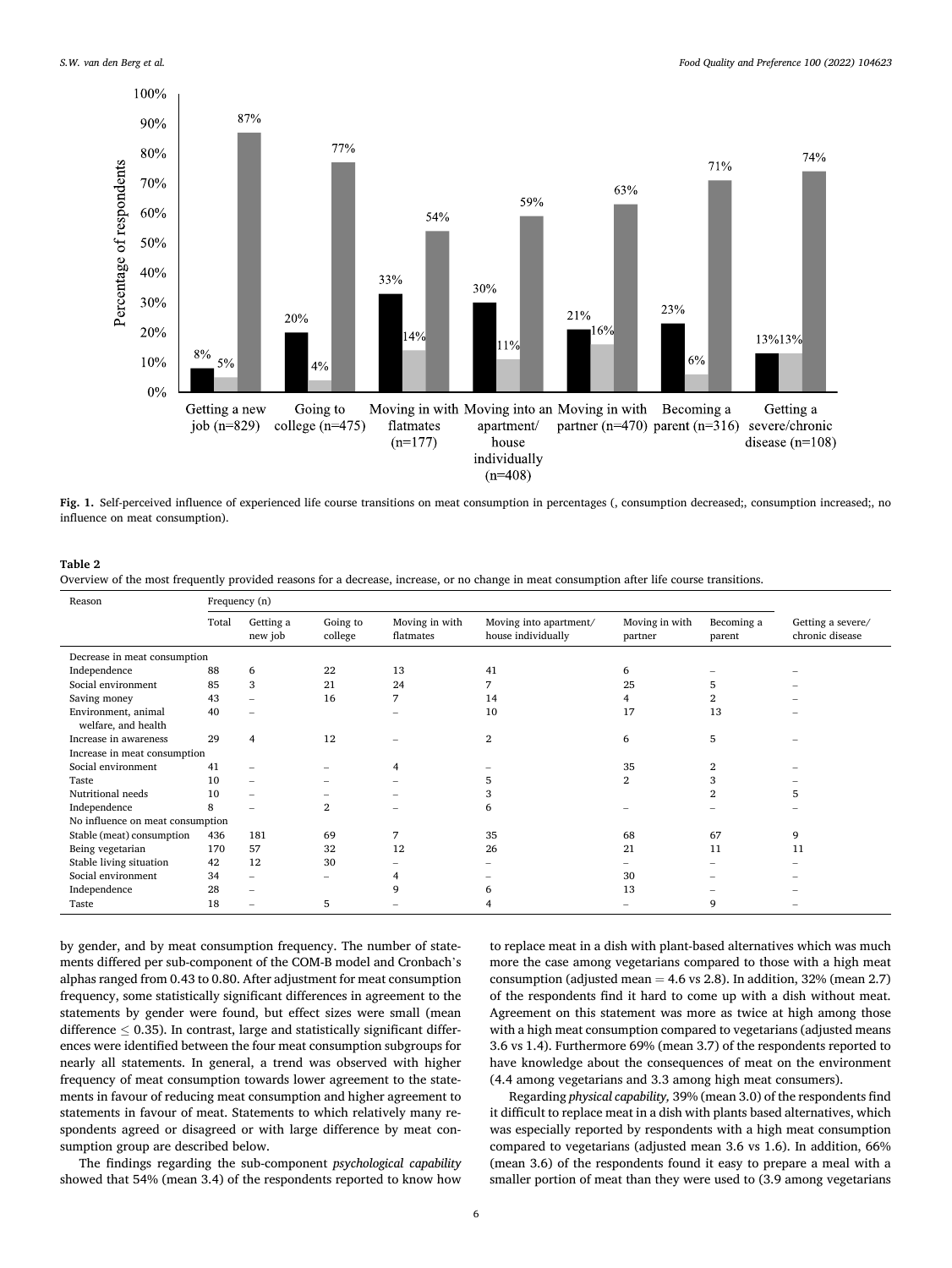Fig. 1. Self-perceived influence of experienced life course transitions on meat consumption in percentages (, consumption decreased;, consumption increased;, no influence on meat consumption).

**Table 2**
Overview of the most frequently provided reasons for a decrease, increase, or no change in meat consumption after life course transitions.

| Reason | Frequency (n) | | | | | | | |
|---|---|---|---|---|---|---|---|---|
| | Total | Getting a new job | Going to college | Moving in with flatmates | Moving into apartment/ house individually | Moving in with partner | Becoming a parent | Getting a severe/ chronic disease |
| Decrease in meat consumption | | | | | | | | |
| Independence | 88 | 6 | 22 | 13 | 41 | 6 | – | – |
| Social environment | 85 | 3 | 21 | 24 | 7 | 25 | 5 | – |
| Saving money | 43 | – | 16 | 7 | 14 | 4 | 2 | – |
| Environment, animal welfare, and health | 40 | – | | – | 10 | 17 | 13 | – |
| Increase in awareness | 29 | 4 | 12 | – | 2 | 6 | 5 | – |
| Increase in meat consumption | | | | | | | | |
| Social environment | 41 | – | – | 4 | – | 35 | 2 | – |
| Taste | 10 | – | – | – | 5 | 2 | 3 | – |
| Nutritional needs | 10 | – | – | – | 3 | | 2 | 5 |
| Independence | 8 | – | 2 | – | 6 | – | – | – |
| No influence on meat consumption | | | | | | | | |
| Stable (meat) consumption | 436 | 181 | 69 | 7 | 35 | 68 | 67 | 9 |
| Being vegetarian | 170 | 57 | 32 | 12 | 26 | 21 | 11 | 11 |
| Stable living situation | 42 | 12 | 30 | – | – | – | – | – |
| Social environment | 34 | – | – | 4 | – | 30 | – | – |
| Independence | 28 | – | | 9 | 6 | 13 | – | – |
| Taste | 18 | – | 5 | – | 4 | – | 9 | – |

by gender, and by meat consumption frequency. The number of statements differed per sub-component of the COM-B model and Cronbach's alphas ranged from 0.43 to 0.80. After adjustment for meat consumption frequency, some statistically significant differences in agreement to the statements by gender were found, but effect sizes were small (mean difference ≤ 0.35). In contrast, large and statistically significant differences were identified between the four meat consumption subgroups for nearly all statements. In general, a trend was observed with higher frequency of meat consumption towards lower agreement to the statements in favour of reducing meat consumption and higher agreement to statements in favour of meat. Statements to which relatively many respondents agreed or disagreed or with large difference by meat consumption group are described below.

The findings regarding the sub-component *psychological capability* showed that 54% (mean 3.4) of the respondents reported to know how to replace meat in a dish with plant-based alternatives which was much more the case among vegetarians compared to those with a high meat consumption (adjusted mean = 4.6 vs 2.8). In addition, 32% (mean 2.7) of the respondents find it hard to come up with a dish without meat. Agreement on this statement was more as twice at high among those with a high meat consumption compared to vegetarians (adjusted means 3.6 vs 1.4). Furthermore 69% (mean 3.7) of the respondents reported to have knowledge about the consequences of meat on the environment (4.4 among vegetarians and 3.3 among high meat consumers).

Regarding *physical capability*, 39% (mean 3.0) of the respondents find it difficult to replace meat in a dish with plants based alternatives, which was especially reported by respondents with a high meat consumption compared to vegetarians (adjusted mean 3.6 vs 1.6). In addition, 66% (mean 3.6) of the respondents found it easy to prepare a meal with a smaller portion of meat than they were used to (3.9 among vegetarians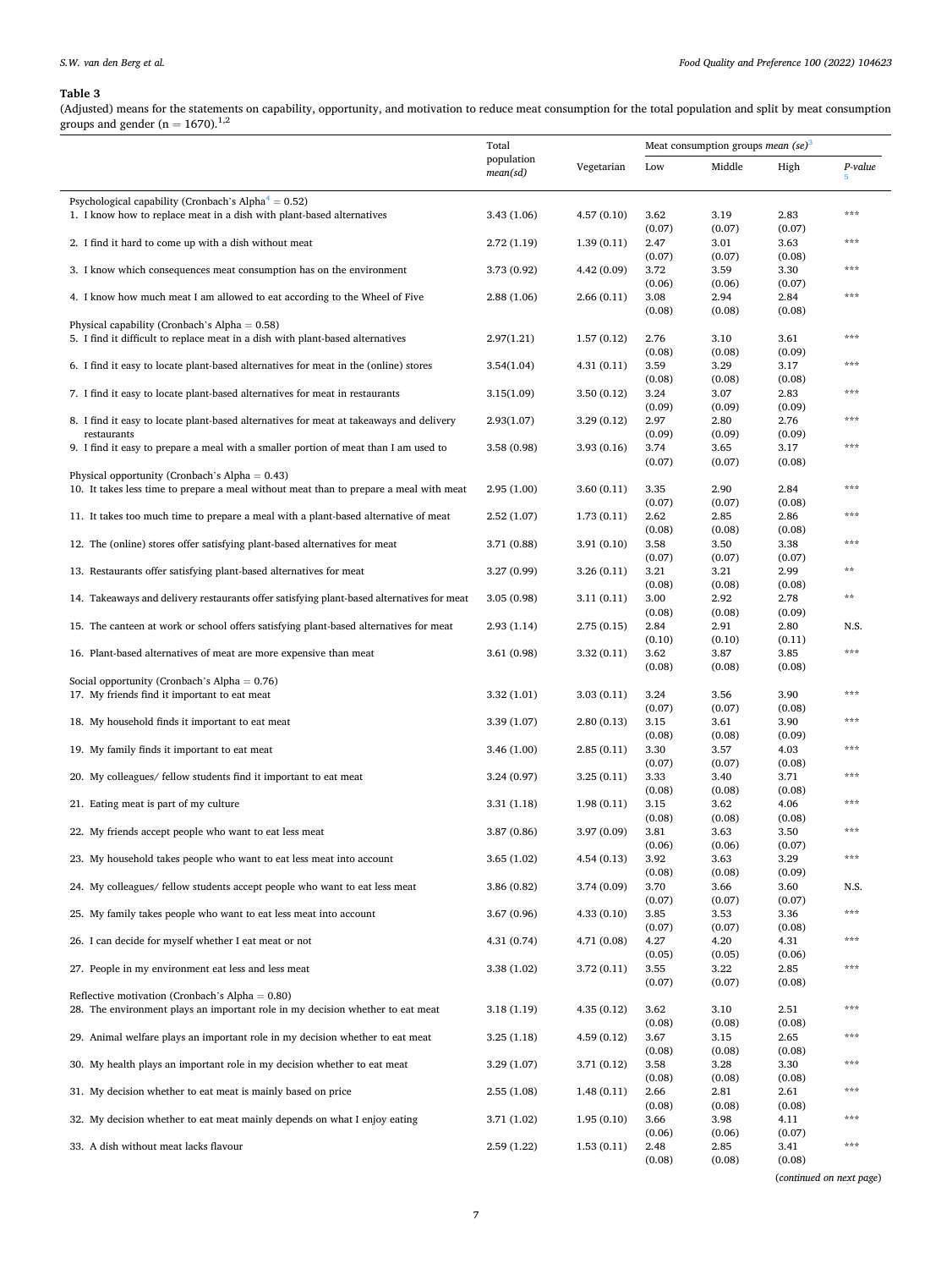**Table 3**

(Adjusted) means for the statements on capability, opportunity, and motivation to reduce meat consumption for the total population and split by meat consumption groups and gender (n = 1670).[1,2]

| | Total population *mean(sd)* | Vegetarian | Meat consumption groups *mean (se)*[3] | | | |
|---|---|---|---|---|---|---|
| | | | Low | Middle | High | *P-value*[5] |
| Psychological capability (Cronbach's Alpha[4] = 0.52) | | | | | | |
| 1. I know how to replace meat in a dish with plant-based alternatives | 3.43 (1.06) | 4.57 (0.10) | 3.62 (0.07) | 3.19 (0.07) | 2.83 (0.07) | *** |
| 2. I find it hard to come up with a dish without meat | 2.72 (1.19) | 1.39 (0.11) | 2.47 (0.07) | 3.01 (0.07) | 3.63 (0.08) | *** |
| 3. I know which consequences meat consumption has on the environment | 3.73 (0.92) | 4.42 (0.09) | 3.72 (0.06) | 3.59 (0.06) | 3.30 (0.07) | *** |
| 4. I know how much meat I am allowed to eat according to the Wheel of Five | 2.88 (1.06) | 2.66 (0.11) | 3.08 (0.08) | 2.94 (0.08) | 2.84 (0.08) | *** |
| Physical capability (Cronbach's Alpha = 0.58) | | | | | | |
| 5. I find it difficult to replace meat in a dish with plant-based alternatives | 2.97(1.21) | 1.57 (0.12) | 2.76 (0.08) | 3.10 (0.08) | 3.61 (0.09) | *** |
| 6. I find it easy to locate plant-based alternatives for meat in the (online) stores | 3.54(1.04) | 4.31 (0.11) | 3.59 (0.08) | 3.29 (0.08) | 3.17 (0.08) | *** |
| 7. I find it easy to locate plant-based alternatives for meat in restaurants | 3.15(1.09) | 3.50 (0.12) | 3.24 (0.09) | 3.07 (0.09) | 2.83 (0.09) | *** |
| 8. I find it easy to locate plant-based alternatives for meat at takeaways and delivery restaurants | 2.93(1.07) | 3.29 (0.12) | 2.97 (0.09) | 2.80 (0.09) | 2.76 (0.09) | *** |
| 9. I find it easy to prepare a meal with a smaller portion of meat than I am used to | 3.58 (0.98) | 3.93 (0.16) | 3.74 (0.07) | 3.65 (0.07) | 3.17 (0.08) | *** |
| Physical opportunity (Cronbach's Alpha = 0.43) | | | | | | |
| 10. It takes less time to prepare a meal without meat than to prepare a meal with meat | 2.95 (1.00) | 3.60 (0.11) | 3.35 (0.07) | 2.90 (0.07) | 2.84 (0.08) | *** |
| 11. It takes too much time to prepare a meal with a plant-based alternative of meat | 2.52 (1.07) | 1.73 (0.11) | 2.62 (0.08) | 2.85 (0.08) | 2.86 (0.08) | *** |
| 12. The (online) stores offer satisfying plant-based alternatives for meat | 3.71 (0.88) | 3.91 (0.10) | 3.58 (0.07) | 3.50 (0.07) | 3.38 (0.07) | *** |
| 13. Restaurants offer satisfying plant-based alternatives for meat | 3.27 (0.99) | 3.26 (0.11) | 3.21 (0.08) | 3.21 (0.08) | 2.99 (0.08) | ** |
| 14. Takeaways and delivery restaurants offer satisfying plant-based alternatives for meat | 3.05 (0.98) | 3.11 (0.11) | 3.00 (0.08) | 2.92 (0.08) | 2.78 (0.09) | ** |
| 15. The canteen at work or school offers satisfying plant-based alternatives for meat | 2.93 (1.14) | 2.75 (0.15) | 2.84 (0.10) | 2.91 (0.10) | 2.80 (0.11) | N.S. |
| 16. Plant-based alternatives of meat are more expensive than meat | 3.61 (0.98) | 3.32 (0.11) | 3.62 (0.08) | 3.87 (0.08) | 3.85 (0.08) | *** |
| Social opportunity (Cronbach's Alpha = 0.76) | | | | | | |
| 17. My friends find it important to eat meat | 3.32 (1.01) | 3.03 (0.11) | 3.24 (0.07) | 3.56 (0.07) | 3.90 (0.08) | *** |
| 18. My household finds it important to eat meat | 3.39 (1.07) | 2.80 (0.13) | 3.15 (0.08) | 3.61 (0.08) | 3.90 (0.09) | *** |
| 19. My family finds it important to eat meat | 3.46 (1.00) | 2.85 (0.11) | 3.30 (0.07) | 3.57 (0.07) | 4.03 (0.08) | *** |
| 20. My colleagues/ fellow students find it important to eat meat | 3.24 (0.97) | 3.25 (0.11) | 3.33 (0.08) | 3.40 (0.08) | 3.71 (0.08) | *** |
| 21. Eating meat is part of my culture | 3.31 (1.18) | 1.98 (0.11) | 3.15 (0.08) | 3.62 (0.08) | 4.06 (0.08) | *** |
| 22. My friends accept people who want to eat less meat | 3.87 (0.86) | 3.97 (0.09) | 3.81 (0.06) | 3.63 (0.06) | 3.50 (0.07) | *** |
| 23. My household takes people who want to eat less meat into account | 3.65 (1.02) | 4.54 (0.13) | 3.92 (0.08) | 3.63 (0.08) | 3.29 (0.09) | *** |
| 24. My colleagues/ fellow students accept people who want to eat less meat | 3.86 (0.82) | 3.74 (0.09) | 3.70 (0.07) | 3.66 (0.07) | 3.60 (0.07) | N.S. |
| 25. My family takes people who want to eat less meat into account | 3.67 (0.96) | 4.33 (0.10) | 3.85 (0.07) | 3.53 (0.07) | 3.36 (0.08) | *** |
| 26. I can decide for myself whether I eat meat or not | 4.31 (0.74) | 4.71 (0.08) | 4.27 (0.05) | 4.20 (0.05) | 4.31 (0.06) | *** |
| 27. People in my environment eat less and less meat | 3.38 (1.02) | 3.72 (0.11) | 3.55 (0.07) | 3.22 (0.07) | 2.85 (0.08) | *** |
| Reflective motivation (Cronbach's Alpha = 0.80) | | | | | | |
| 28. The environment plays an important role in my decision whether to eat meat | 3.18 (1.19) | 4.35 (0.12) | 3.62 (0.08) | 3.10 (0.08) | 2.51 (0.08) | *** |
| 29. Animal welfare plays an important role in my decision whether to eat meat | 3.25 (1.18) | 4.59 (0.12) | 3.67 (0.08) | 3.15 (0.08) | 2.65 (0.08) | *** |
| 30. My health plays an important role in my decision whether to eat meat | 3.29 (1.07) | 3.71 (0.12) | 3.58 (0.08) | 3.28 (0.08) | 3.30 (0.08) | *** |
| 31. My decision whether to eat meat is mainly based on price | 2.55 (1.08) | 1.48 (0.11) | 2.66 (0.08) | 2.81 (0.08) | 2.61 (0.08) | *** |
| 32. My decision whether to eat meat mainly depends on what I enjoy eating | 3.71 (1.02) | 1.95 (0.10) | 3.66 (0.06) | 3.98 (0.06) | 4.11 (0.07) | *** |
| 33. A dish without meat lacks flavour | 2.59 (1.22) | 1.53 (0.11) | 2.48 (0.08) | 2.85 (0.08) | 3.41 (0.08) | *** |

(*continued on next page*)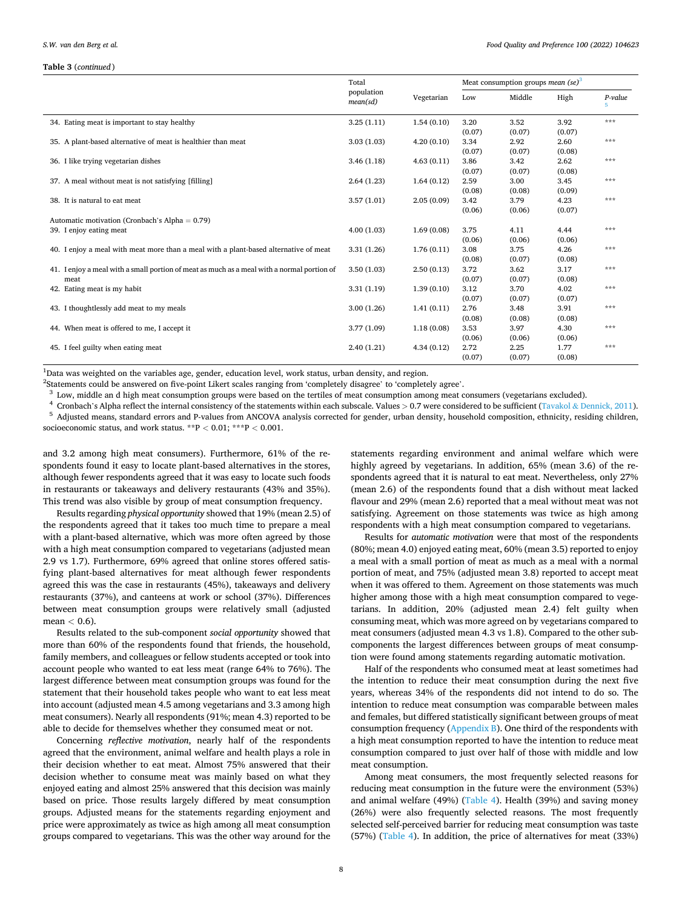**Table 3** (*continued*)

| | Total population *mean(sd)* | Vegetarian | Meat consumption groups *mean (se)*[3] | | | |
|---|---|---|---|---|---|---|
| | | | Low | Middle | High | *P-value* [5] |
| 34. Eating meat is important to stay healthy | 3.25 (1.11) | 1.54 (0.10) | 3.20 (0.07) | 3.52 (0.07) | 3.92 (0.07) | *** |
| 35. A plant-based alternative of meat is healthier than meat | 3.03 (1.03) | 4.20 (0.10) | 3.34 (0.07) | 2.92 (0.07) | 2.60 (0.08) | *** |
| 36. I like trying vegetarian dishes | 3.46 (1.18) | 4.63 (0.11) | 3.86 (0.07) | 3.42 (0.07) | 2.62 (0.08) | *** |
| 37. A meal without meat is not satisfying [filling] | 2.64 (1.23) | 1.64 (0.12) | 2.59 (0.08) | 3.00 (0.08) | 3.45 (0.09) | *** |
| 38. It is natural to eat meat | 3.57 (1.01) | 2.05 (0.09) | 3.42 (0.06) | 3.79 (0.06) | 4.23 (0.07) | *** |
| Automatic motivation (Cronbach's Alpha = 0.79) | | | | | | |
| 39. I enjoy eating meat | 4.00 (1.03) | 1.69 (0.08) | 3.75 (0.06) | 4.11 (0.06) | 4.44 (0.06) | *** |
| 40. I enjoy a meal with meat more than a meal with a plant-based alternative of meat | 3.31 (1.26) | 1.76 (0.11) | 3.08 (0.08) | 3.75 (0.07) | 4.26 (0.08) | *** |
| 41. I enjoy a meal with a small portion of meat as much as a meal with a normal portion of meat | 3.50 (1.03) | 2.50 (0.13) | 3.72 (0.07) | 3.62 (0.07) | 3.17 (0.08) | *** |
| 42. Eating meat is my habit | 3.31 (1.19) | 1.39 (0.10) | 3.12 (0.07) | 3.70 (0.07) | 4.02 (0.07) | *** |
| 43. I thoughtlessly add meat to my meals | 3.00 (1.26) | 1.41 (0.11) | 2.76 (0.08) | 3.48 (0.08) | 3.91 (0.08) | *** |
| 44. When meat is offered to me, I accept it | 3.77 (1.09) | 1.18 (0.08) | 3.53 (0.06) | 3.97 (0.06) | 4.30 (0.06) | *** |
| 45. I feel guilty when eating meat | 2.40 (1.21) | 4.34 (0.12) | 2.72 (0.07) | 2.25 (0.07) | 1.77 (0.08) | *** |

[1]Data was weighted on the variables age, gender, education level, work status, urban density, and region.
[2]Statements could be answered on five-point Likert scales ranging from 'completely disagree' to 'completely agree'.
[3] Low, middle an d high meat consumption groups were based on the tertiles of meat consumption among meat consumers (vegetarians excluded).
[4] Cronbach's Alpha reflect the internal consistency of the statements within each subscale. Values > 0.7 were considered to be sufficient (Tavakol & Dennick, 2011).
[5] Adjusted means, standard errors and P-values from ANCOVA analysis corrected for gender, urban density, household composition, ethnicity, residing children, socioeconomic status, and work status. **P < 0.01; ***P < 0.001.

and 3.2 among high meat consumers). Furthermore, 61% of the respondents found it easy to locate plant-based alternatives in the stores, although fewer respondents agreed that it was easy to locate such foods in restaurants or takeaways and delivery restaurants (43% and 35%). This trend was also visible by group of meat consumption frequency.

Results regarding *physical opportunity* showed that 19% (mean 2.5) of the respondents agreed that it takes too much time to prepare a meal with a plant-based alternative, which was more often agreed by those with a high meat consumption compared to vegetarians (adjusted mean 2.9 vs 1.7). Furthermore, 69% agreed that online stores offered satisfying plant-based alternatives for meat although fewer respondents agreed this was the case in restaurants (45%), takeaways and delivery restaurants (37%), and canteens at work or school (37%). Differences between meat consumption groups were relatively small (adjusted mean < 0.6).

Results related to the sub-component *social opportunity* showed that more than 60% of the respondents found that friends, the household, family members, and colleagues or fellow students accepted or took into account people who wanted to eat less meat (range 64% to 76%). The largest difference between meat consumption groups was found for the statement that their household takes people who want to eat less meat into account (adjusted mean 4.5 among vegetarians and 3.3 among high meat consumers). Nearly all respondents (91%; mean 4.3) reported to be able to decide for themselves whether they consumed meat or not.

Concerning *reflective motivation*, nearly half of the respondents agreed that the environment, animal welfare and health plays a role in their decision whether to eat meat. Almost 75% answered that their decision whether to consume meat was mainly based on what they enjoyed eating and almost 25% answered that this decision was mainly based on price. Those results largely differed by meat consumption groups. Adjusted means for the statements regarding enjoyment and price were approximately as twice as high among all meat consumption groups compared to vegetarians. This was the other way around for the statements regarding environment and animal welfare which were highly agreed by vegetarians. In addition, 65% (mean 3.6) of the respondents agreed that it is natural to eat meat. Nevertheless, only 27% (mean 2.6) of the respondents found that a dish without meat lacked flavour and 29% (mean 2.6) reported that a meal without meat was not satisfying. Agreement on those statements was twice as high among respondents with a high meat consumption compared to vegetarians.

Results for *automatic motivation* were that most of the respondents (80%; mean 4.0) enjoyed eating meat, 60% (mean 3.5) reported to enjoy a meal with a small portion of meat as much as a meal with a normal portion of meat, and 75% (adjusted mean 3.8) reported to accept meat when it was offered to them. Agreement on those statements was much higher among those with a high meat consumption compared to vegetarians. In addition, 20% (adjusted mean 2.4) felt guilty when consuming meat, which was more agreed on by vegetarians compared to meat consumers (adjusted mean 4.3 vs 1.8). Compared to the other sub-components the largest differences between groups of meat consumption were found among statements regarding automatic motivation.

Half of the respondents who consumed meat at least sometimes had the intention to reduce their meat consumption during the next five years, whereas 34% of the respondents did not intend to do so. The intention to reduce meat consumption was comparable between males and females, but differed statistically significant between groups of meat consumption frequency (Appendix B). One third of the respondents with a high meat consumption reported to have the intention to reduce meat consumption compared to just over half of those with middle and low meat consumption.

Among meat consumers, the most frequently selected reasons for reducing meat consumption in the future were the environment (53%) and animal welfare (49%) (Table 4). Health (39%) and saving money (26%) were also frequently selected reasons. The most frequently selected self-perceived barrier for reducing meat consumption was taste (57%) (Table 4). In addition, the price of alternatives for meat (33%)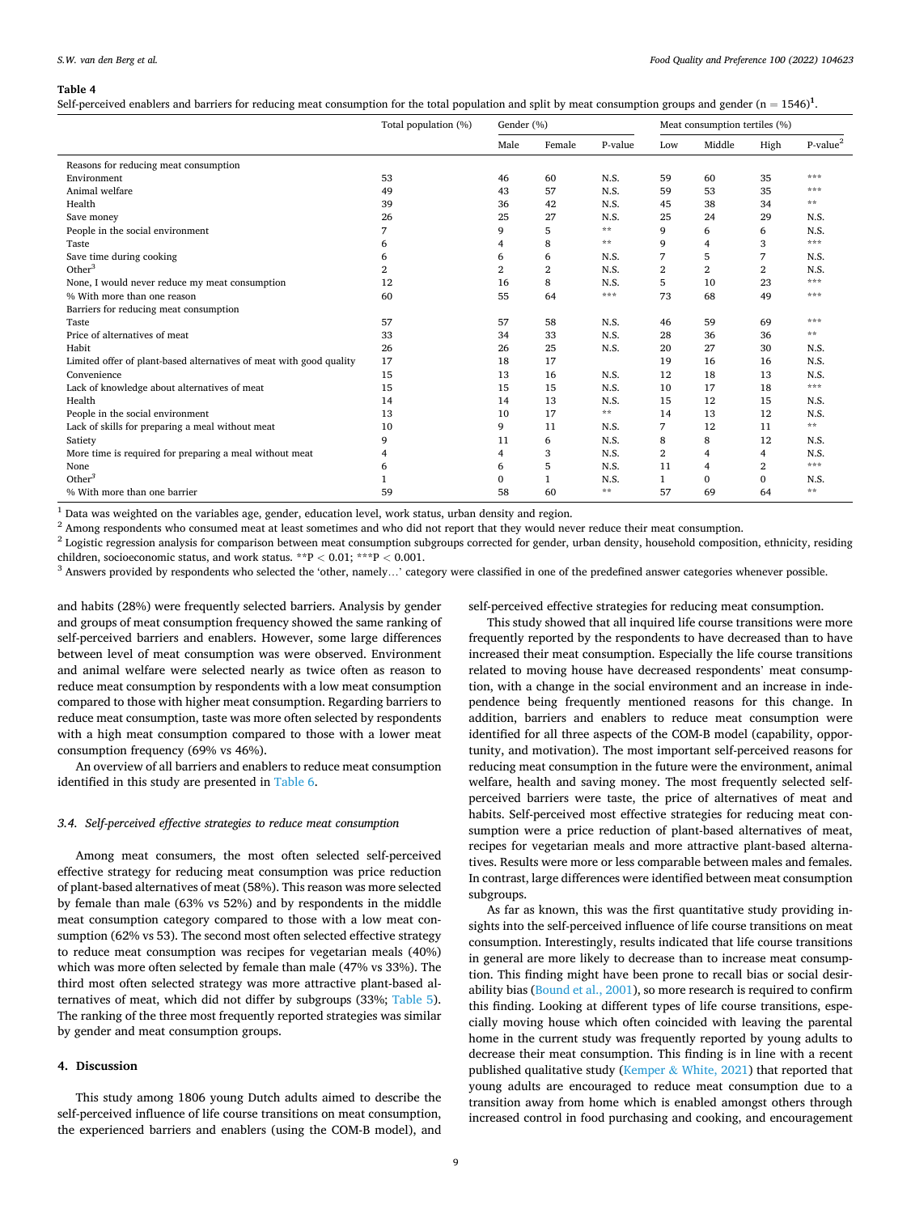**Table 4**

Self-perceived enablers and barriers for reducing meat consumption for the total population and split by meat consumption groups and gender (n = 1546)[1].

| | Total population (%) | Gender (%) | | | Meat consumption tertiles (%) | | | |
|---|---|---|---|---|---|---|---|---|
| | | Male | Female | P-value | Low | Middle | High | P-value[2] |
| Reasons for reducing meat consumption | | | | | | | | |
| Environment | 53 | 46 | 60 | N.S. | 59 | 60 | 35 | *** |
| Animal welfare | 49 | 43 | 57 | N.S. | 59 | 53 | 35 | *** |
| Health | 39 | 36 | 42 | N.S. | 45 | 38 | 34 | ** |
| Save money | 26 | 25 | 27 | N.S. | 25 | 24 | 29 | N.S. |
| People in the social environment | 7 | 9 | 5 | ** | 9 | 6 | 6 | N.S. |
| Taste | 6 | 4 | 8 | ** | 9 | 4 | 3 | *** |
| Save time during cooking | 6 | 6 | 6 | N.S. | 7 | 5 | 7 | N.S. |
| Other[3] | 2 | 2 | 2 | N.S. | 2 | 2 | 2 | N.S. |
| None, I would never reduce my meat consumption | 12 | 16 | 8 | N.S. | 5 | 10 | 23 | *** |
| % With more than one reason | 60 | 55 | 64 | *** | 73 | 68 | 49 | *** |
| Barriers for reducing meat consumption | | | | | | | | |
| Taste | 57 | 57 | 58 | N.S. | 46 | 59 | 69 | *** |
| Price of alternatives of meat | 33 | 34 | 33 | N.S. | 28 | 36 | 36 | ** |
| Habit | 26 | 26 | 25 | N.S. | 20 | 27 | 30 | N.S. |
| Limited offer of plant-based alternatives of meat with good quality | 17 | 18 | 17 | | 19 | 16 | 16 | N.S. |
| Convenience | 15 | 13 | 16 | N.S. | 12 | 18 | 13 | N.S. |
| Lack of knowledge about alternatives of meat | 15 | 15 | 15 | N.S. | 10 | 17 | 18 | *** |
| Health | 14 | 14 | 13 | N.S. | 15 | 12 | 15 | N.S. |
| People in the social environment | 13 | 10 | 17 | ** | 14 | 13 | 12 | N.S. |
| Lack of skills for preparing a meal without meat | 10 | 9 | 11 | N.S. | 7 | 12 | 11 | ** |
| Satiety | 9 | 11 | 6 | N.S. | 8 | 8 | 12 | N.S. |
| More time is required for preparing a meal without meat | 4 | 4 | 3 | N.S. | 2 | 4 | 4 | N.S. |
| None | 6 | 6 | 5 | N.S. | 11 | 4 | 2 | *** |
| Other[3] | 1 | 0 | 1 | N.S. | 1 | 0 | 0 | N.S. |
| % With more than one barrier | 59 | 58 | 60 | ** | 57 | 69 | 64 | ** |

[1] Data was weighted on the variables age, gender, education level, work status, urban density and region.
[2] Among respondents who consumed meat at least sometimes and who did not report that they would never reduce their meat consumption.
[2] Logistic regression analysis for comparison between meat consumption subgroups corrected for gender, urban density, household composition, ethnicity, residing children, socioeconomic status, and work status. **P < 0.01; ***P < 0.001.
[3] Answers provided by respondents who selected the 'other, namely…' category were classified in one of the predefined answer categories whenever possible.

and habits (28%) were frequently selected barriers. Analysis by gender and groups of meat consumption frequency showed the same ranking of self-perceived barriers and enablers. However, some large differences between level of meat consumption was were observed. Environment and animal welfare were selected nearly as twice often as reason to reduce meat consumption by respondents with a low meat consumption compared to those with higher meat consumption. Regarding barriers to reduce meat consumption, taste was more often selected by respondents with a high meat consumption compared to those with a lower meat consumption frequency (69% vs 46%).

An overview of all barriers and enablers to reduce meat consumption identified in this study are presented in Table 6.

### 3.4. Self-perceived effective strategies to reduce meat consumption

Among meat consumers, the most often selected self-perceived effective strategy for reducing meat consumption was price reduction of plant-based alternatives of meat (58%). This reason was more selected by female than male (63% vs 52%) and by respondents in the middle meat consumption category compared to those with a low meat consumption (62% vs 53). The second most often selected effective strategy to reduce meat consumption was recipes for vegetarian meals (40%) which was more often selected by female than male (47% vs 33%). The third most often selected strategy was more attractive plant-based alternatives of meat, which did not differ by subgroups (33%; Table 5). The ranking of the three most frequently reported strategies was similar by gender and meat consumption groups.

## 4. Discussion

This study among 1806 young Dutch adults aimed to describe the self-perceived influence of life course transitions on meat consumption, the experienced barriers and enablers (using the COM-B model), and self-perceived effective strategies for reducing meat consumption.

This study showed that all inquired life course transitions were more frequently reported by the respondents to have decreased than to have increased their meat consumption. Especially the life course transitions related to moving house have decreased respondents' meat consumption, with a change in the social environment and an increase in independence being frequently mentioned reasons for this change. In addition, barriers and enablers to reduce meat consumption were identified for all three aspects of the COM-B model (capability, opportunity, and motivation). The most important self-perceived reasons for reducing meat consumption in the future were the environment, animal welfare, health and saving money. The most frequently selected self-perceived barriers were taste, the price of alternatives of meat and habits. Self-perceived most effective strategies for reducing meat consumption were a price reduction of plant-based alternatives of meat, recipes for vegetarian meals and more attractive plant-based alternatives. Results were more or less comparable between males and females. In contrast, large differences were identified between meat consumption subgroups.

As far as known, this was the first quantitative study providing insights into the self-perceived influence of life course transitions on meat consumption. Interestingly, results indicated that life course transitions in general are more likely to decrease than to increase meat consumption. This finding might have been prone to recall bias or social desirability bias (Bound et al., 2001), so more research is required to confirm this finding. Looking at different types of life course transitions, especially moving house which often coincided with leaving the parental home in the current study was frequently reported by young adults to decrease their meat consumption. This finding is in line with a recent published qualitative study (Kemper & White, 2021) that reported that young adults are encouraged to reduce meat consumption due to a transition away from home which is enabled amongst others through increased control in food purchasing and cooking, and encouragement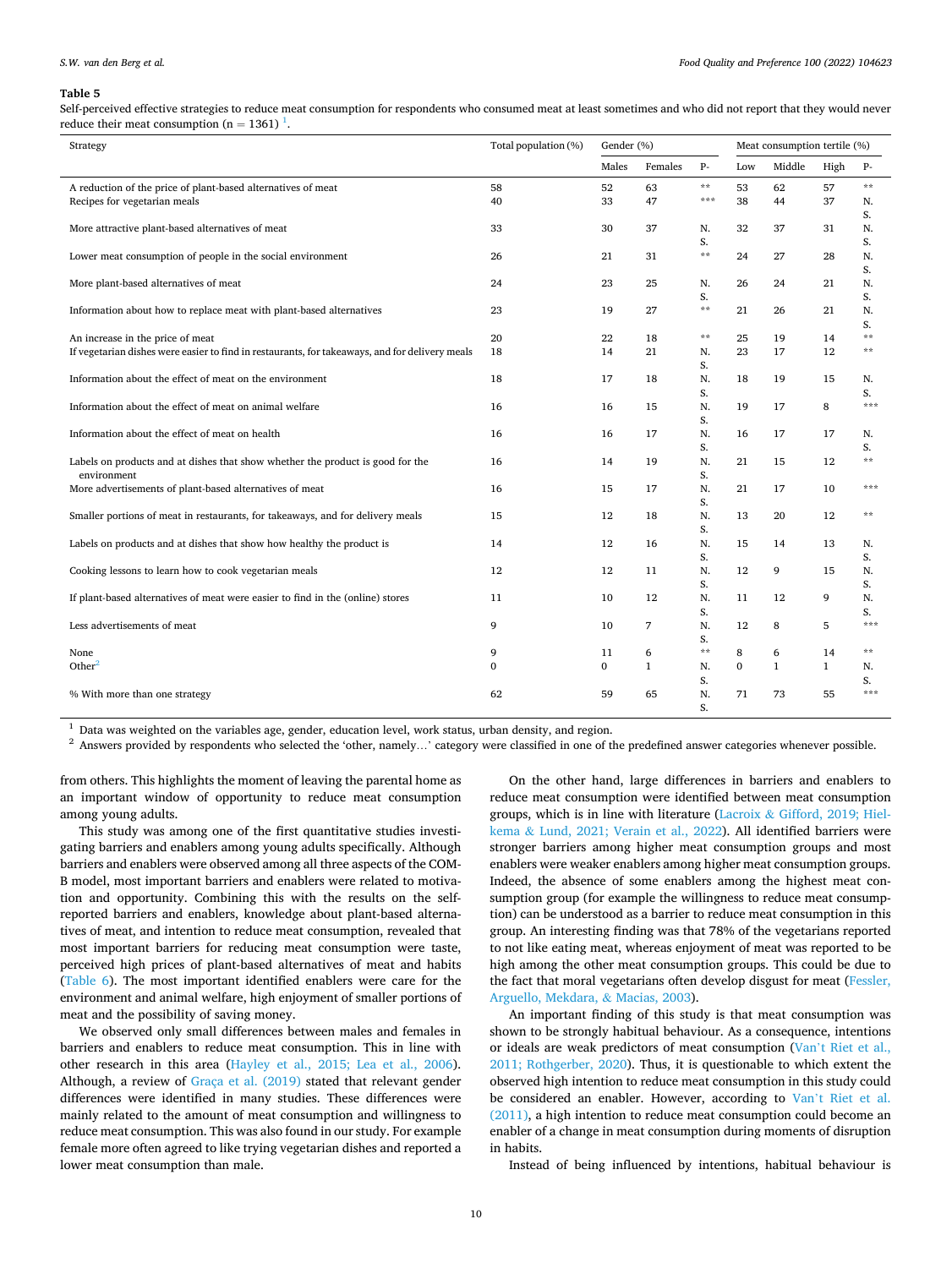**Table 5**
Self-perceived effective strategies to reduce meat consumption for respondents who consumed meat at least sometimes and who did not report that they would never reduce their meat consumption (n = 1361) [1].

| Strategy | Total population (%) | Gender (%) | | | Meat consumption tertile (%) | | | |
|---|---|---|---|---|---|---|---|---|
| | | Males | Females | P- | Low | Middle | High | P- |
| A reduction of the price of plant-based alternatives of meat | 58 | 52 | 63 | ** | 53 | 62 | 57 | ** |
| Recipes for vegetarian meals | 40 | 33 | 47 | *** | 38 | 44 | 37 | N.S. |
| More attractive plant-based alternatives of meat | 33 | 30 | 37 | N.S. | 32 | 37 | 31 | N.S. |
| Lower meat consumption of people in the social environment | 26 | 21 | 31 | ** | 24 | 27 | 28 | N.S. |
| More plant-based alternatives of meat | 24 | 23 | 25 | N.S. | 26 | 24 | 21 | N.S. |
| Information about how to replace meat with plant-based alternatives | 23 | 19 | 27 | ** | 21 | 26 | 21 | N.S. |
| An increase in the price of meat | 20 | 22 | 18 | ** | 25 | 19 | 14 | ** |
| If vegetarian dishes were easier to find in restaurants, for takeaways, and for delivery meals | 18 | 14 | 21 | N.S. | 23 | 17 | 12 | ** |
| Information about the effect of meat on the environment | 18 | 17 | 18 | N.S. | 18 | 19 | 15 | N.S. |
| Information about the effect of meat on animal welfare | 16 | 16 | 15 | N.S. | 19 | 17 | 8 | *** |
| Information about the effect of meat on health | 16 | 16 | 17 | N.S. | 16 | 17 | 17 | N.S. |
| Labels on products and at dishes that show whether the product is good for the environment | 16 | 14 | 19 | N.S. | 21 | 15 | 12 | ** |
| More advertisements of plant-based alternatives of meat | 16 | 15 | 17 | N.S. | 21 | 17 | 10 | *** |
| Smaller portions of meat in restaurants, for takeaways, and for delivery meals | 15 | 12 | 18 | N.S. | 13 | 20 | 12 | ** |
| Labels on products and at dishes that show how healthy the product is | 14 | 12 | 16 | N.S. | 15 | 14 | 13 | N.S. |
| Cooking lessons to learn how to cook vegetarian meals | 12 | 12 | 11 | N.S. | 12 | 9 | 15 | N.S. |
| If plant-based alternatives of meat were easier to find in the (online) stores | 11 | 10 | 12 | N.S. | 11 | 12 | 9 | N.S. |
| Less advertisements of meat | 9 | 10 | 7 | N.S. | 12 | 8 | 5 | *** |
| None | 9 | 11 | 6 | ** | 8 | 6 | 14 | ** |
| Other[2] | 0 | 0 | 1 | N.S. | 0 | 1 | 1 | N.S. |
| % With more than one strategy | 62 | 59 | 65 | N.S. | 71 | 73 | 55 | *** |

[1] Data was weighted on the variables age, gender, education level, work status, urban density, and region.
[2] Answers provided by respondents who selected the 'other, namely…' category were classified in one of the predefined answer categories whenever possible.

from others. This highlights the moment of leaving the parental home as an important window of opportunity to reduce meat consumption among young adults.

This study was among one of the first quantitative studies investigating barriers and enablers among young adults specifically. Although barriers and enablers were observed among all three aspects of the COM-B model, most important barriers and enablers were related to motivation and opportunity. Combining this with the results on the self-reported barriers and enablers, knowledge about plant-based alternatives of meat, and intention to reduce meat consumption, revealed that most important barriers for reducing meat consumption were taste, perceived high prices of plant-based alternatives of meat and habits (Table 6). The most important identified enablers were care for the environment and animal welfare, high enjoyment of smaller portions of meat and the possibility of saving money.

We observed only small differences between males and females in barriers and enablers to reduce meat consumption. This in line with other research in this area (Hayley et al., 2015; Lea et al., 2006). Although, a review of Graça et al. (2019) stated that relevant gender differences were identified in many studies. These differences were mainly related to the amount of meat consumption and willingness to reduce meat consumption. This was also found in our study. For example female more often agreed to like trying vegetarian dishes and reported a lower meat consumption than male.

On the other hand, large differences in barriers and enablers to reduce meat consumption were identified between meat consumption groups, which is in line with literature (Lacroix & Gifford, 2019; Hielkema & Lund, 2021; Verain et al., 2022). All identified barriers were stronger barriers among higher meat consumption groups and most enablers were weaker enablers among higher meat consumption groups. Indeed, the absence of some enablers among the highest meat consumption group (for example the willingness to reduce meat consumption) can be understood as a barrier to reduce meat consumption in this group. An interesting finding was that 78% of the vegetarians reported to not like eating meat, whereas enjoyment of meat was reported to be high among the other meat consumption groups. This could be due to the fact that moral vegetarians often develop disgust for meat (Fessler, Arguello, Mekdara, & Macias, 2003).

An important finding of this study is that meat consumption was shown to be strongly habitual behaviour. As a consequence, intentions or ideals are weak predictors of meat consumption (Van't Riet et al., 2011; Rothgerber, 2020). Thus, it is questionable to which extent the observed high intention to reduce meat consumption in this study could be considered an enabler. However, according to Van't Riet et al. (2011), a high intention to reduce meat consumption could become an enabler of a change in meat consumption during moments of disruption in habits.

Instead of being influenced by intentions, habitual behaviour is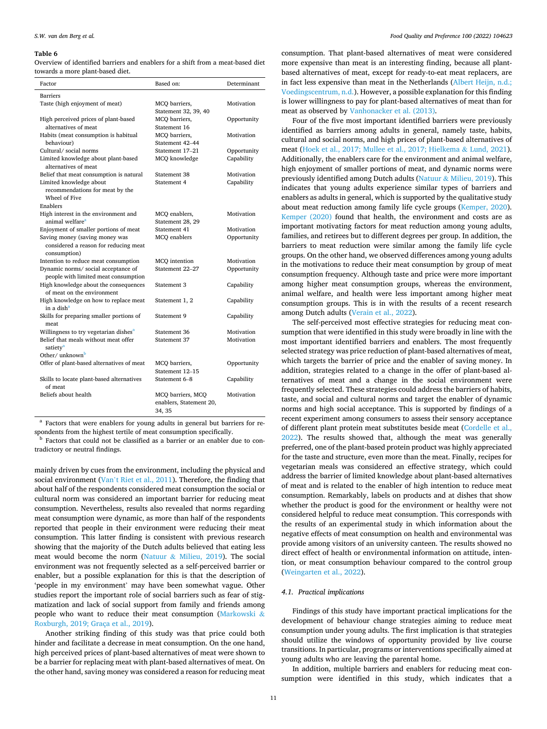**Table 6**
Overview of identified barriers and enablers for a shift from a meat-based diet towards a more plant-based diet.

| Factor | Based on: | Determinant |
|---|---|---|
| Barriers | | |
| Taste (high enjoyment of meat) | MCQ barriers, Statement 32, 39, 40 | Motivation |
| High perceived prices of plant-based alternatives of meat | MCQ barriers, Statement 16 | Opportunity |
| Habits (meat consumption is habitual behaviour) | MCQ barriers, Statement 42–44 | Motivation |
| Cultural/ social norms | Statement 17–21 | Opportunity |
| Limited knowledge about plant-based alternatives of meat | MCQ knowledge | Capability |
| Belief that meat consumption is natural | Statement 38 | Motivation |
| Limited knowledge about recommendations for meat by the Wheel of Five | Statement 4 | Capability |
| Enablers | | |
| High interest in the environment and animal welfare[a] | MCQ enablers, Statement 28, 29 | Motivation |
| Enjoyment of smaller portions of meat | Statement 41 | Motivation |
| Saving money (saving money was considered a reason for reducing meat consumption) | MCQ enablers | Opportunity |
| Intention to reduce meat consumption | MCQ intention | Motivation |
| Dynamic norms/ social acceptance of people with limited meat consumption | Statement 22–27 | Opportunity |
| High knowledge about the consequences of meat on the environment | Statement 3 | Capability |
| High knowledge on how to replace meat in a dish[a] | Statement 1, 2 | Capability |
| Skills for preparing smaller portions of meat | Statement 9 | Capability |
| Willingness to try vegetarian dishes[a] | Statement 36 | Motivation |
| Belief that meals without meat offer satiety[a] | Statement 37 | Motivation |
| Other/ unknown[b] | | |
| Offer of plant-based alternatives of meat | MCQ barriers, Statement 12–15 | Opportunity |
| Skills to locate plant-based alternatives of meat | Statement 6–8 | Capability |
| Beliefs about health | MCQ barriers, MCQ enablers, Statement 20, 34, 35 | Motivation |

[a] Factors that were enablers for young adults in general but barriers for respondents from the highest tertile of meat consumption specifically.
[b] Factors that could not be classified as a barrier or an enabler due to contradictory or neutral findings.

mainly driven by cues from the environment, including the physical and social environment (Van't Riet et al., 2011). Therefore, the finding that about half of the respondents considered meat consumption the social or cultural norm was considered an important barrier for reducing meat consumption. Nevertheless, results also revealed that norms regarding meat consumption were dynamic, as more than half of the respondents reported that people in their environment were reducing their meat consumption. This latter finding is consistent with previous research showing that the majority of the Dutch adults believed that eating less meat would become the norm (Natuur & Milieu, 2019). The social environment was not frequently selected as a self-perceived barrier or enabler, but a possible explanation for this is that the description of 'people in my environment' may have been somewhat vague. Other studies report the important role of social barriers such as fear of stigmatization and lack of social support from family and friends among people who want to reduce their meat consumption (Markowski & Roxburgh, 2019; Graça et al., 2019).

Another striking finding of this study was that price could both hinder and facilitate a decrease in meat consumption. On the one hand, high perceived prices of plant-based alternatives of meat were shown to be a barrier for replacing meat with plant-based alternatives of meat. On the other hand, saving money was considered a reason for reducing meat consumption. That plant-based alternatives of meat were considered more expensive than meat is an interesting finding, because all plant-based alternatives of meat, except for ready-to-eat meat replacers, are in fact less expensive than meat in the Netherlands (Albert Heijn, n.d.; Voedingscentrum, n.d.). However, a possible explanation for this finding is lower willingness to pay for plant-based alternatives of meat than for meat as observed by Vanhonacker et al. (2013).

Four of the five most important identified barriers were previously identified as barriers among adults in general, namely taste, habits, cultural and social norms, and high prices of plant-based alternatives of meat (Hoek et al., 2017; Mullee et al., 2017; Hielkema & Lund, 2021). Additionally, the enablers care for the environment and animal welfare, high enjoyment of smaller portions of meat, and dynamic norms were previously identified among Dutch adults (Natuur & Milieu, 2019). This indicates that young adults experience similar types of barriers and enablers as adults in general, which is supported by the qualitative study about meat reduction among family life cycle groups (Kemper, 2020). Kemper (2020) found that health, the environment and costs are as important motivating factors for meat reduction among young adults, families, and retirees but to different degrees per group. In addition, the barriers to meat reduction were similar among the family life cycle groups. On the other hand, we observed differences among young adults in the motivations to reduce their meat consumption by group of meat consumption frequency. Although taste and price were more important among higher meat consumption groups, whereas the environment, animal welfare, and health were less important among higher meat consumption groups. This is in line with the results of a recent research among Dutch adults (Verain et al., 2022).

The self-perceived most effective strategies for reducing meat consumption that were identified in this study were broadly in line with the most important identified barriers and enablers. The most frequently selected strategy was price reduction of plant-based alternatives of meat, which targets the barrier of price and the enabler of saving money. In addition, strategies related to a change in the offer of plant-based alternatives of meat and a change in the social environment were frequently selected. These strategies could address the barriers of habits, taste, and social and cultural norms and target the enabler of dynamic norms and high social acceptance. This is supported by findings of a recent experiment among consumers to assess their sensory acceptance of different plant protein meat substitutes beside meat (Cordelle et al., 2022). The results showed that, although the meat was generally preferred, one of the plant-based protein product was highly appreciated for the taste and structure, even more than the meat. Finally, recipes for vegetarian meals was considered an effective strategy, which could address the barrier of limited knowledge about plant-based alternatives of meat and is related to the enabler of high intention to reduce meat consumption. Remarkably, labels on products and at dishes that show whether the product is good for the environment or healthy were not considered helpful to reduce meat consumption. This corresponds with the results of an experimental study in which information about the negative effects of meat consumption on health and environmental was provide among visitors of an university canteen. The results showed no direct effect of health or environmental information on attitude, intention, or meat consumption behaviour compared to the control group (Weingarten et al., 2022).

### 4.1. Practical implications

Findings of this study have important practical implications for the development of behaviour change strategies aiming to reduce meat consumption under young adults. The first implication is that strategies should utilize the windows of opportunity provided by live course transitions. In particular, programs or interventions specifically aimed at young adults who are leaving the parental home.

In addition, multiple barriers and enablers for reducing meat consumption were identified in this study, which indicates that a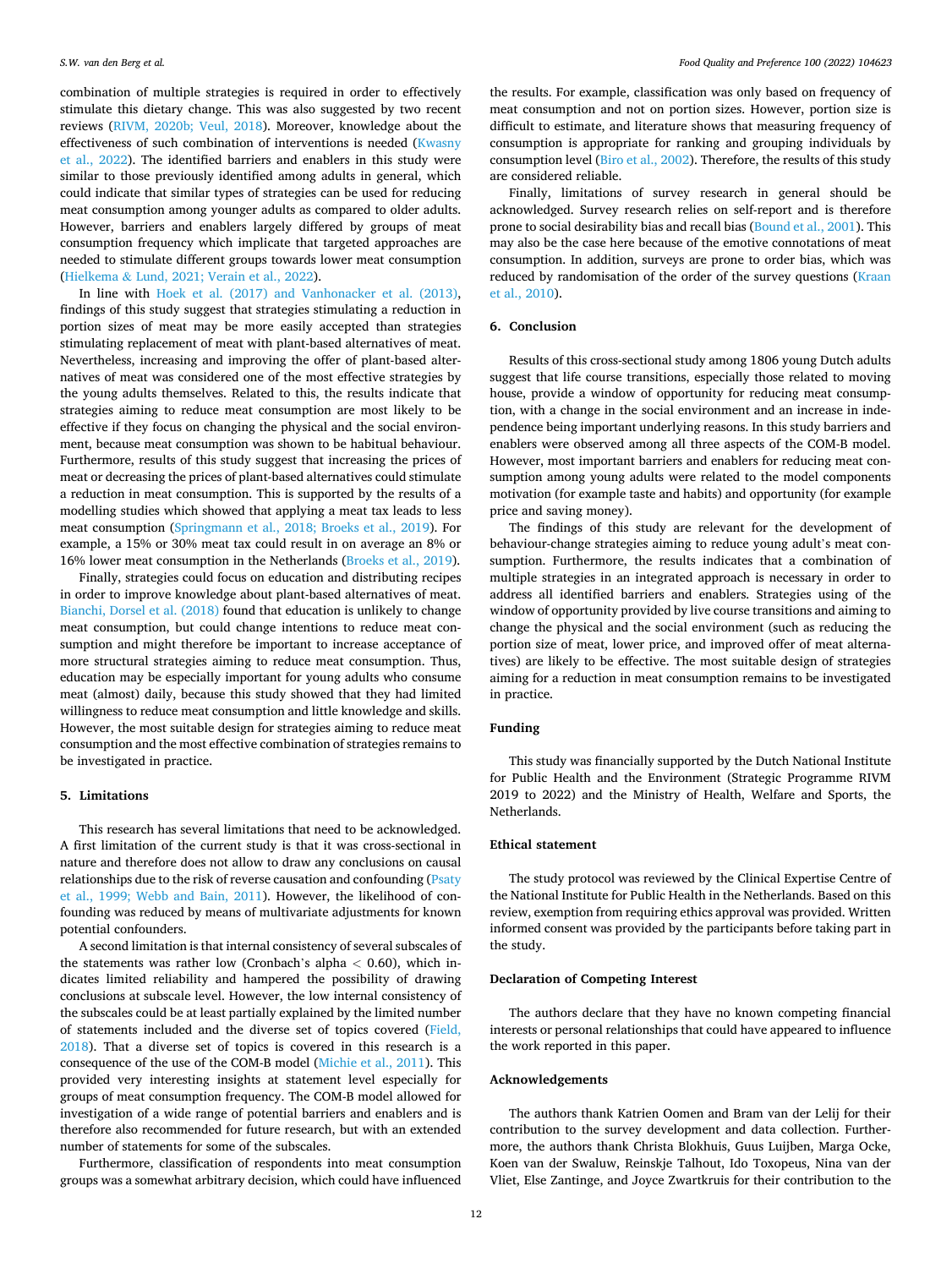combination of multiple strategies is required in order to effectively stimulate this dietary change. This was also suggested by two recent reviews (RIVM, 2020b; Veul, 2018). Moreover, knowledge about the effectiveness of such combination of interventions is needed (Kwasny et al., 2022). The identified barriers and enablers in this study were similar to those previously identified among adults in general, which could indicate that similar types of strategies can be used for reducing meat consumption among younger adults as compared to older adults. However, barriers and enablers largely differed by groups of meat consumption frequency which implicate that targeted approaches are needed to stimulate different groups towards lower meat consumption (Hielkema & Lund, 2021; Verain et al., 2022).

In line with Hoek et al. (2017) and Vanhonacker et al. (2013), findings of this study suggest that strategies stimulating a reduction in portion sizes of meat may be more easily accepted than strategies stimulating replacement of meat with plant-based alternatives of meat. Nevertheless, increasing and improving the offer of plant-based alternatives of meat was considered one of the most effective strategies by the young adults themselves. Related to this, the results indicate that strategies aiming to reduce meat consumption are most likely to be effective if they focus on changing the physical and the social environment, because meat consumption was shown to be habitual behaviour. Furthermore, results of this study suggest that increasing the prices of meat or decreasing the prices of plant-based alternatives could stimulate a reduction in meat consumption. This is supported by the results of a modelling studies which showed that applying a meat tax leads to less meat consumption (Springmann et al., 2018; Broeks et al., 2019). For example, a 15% or 30% meat tax could result in on average an 8% or 16% lower meat consumption in the Netherlands (Broeks et al., 2019).

Finally, strategies could focus on education and distributing recipes in order to improve knowledge about plant-based alternatives of meat. Bianchi, Dorsel et al. (2018) found that education is unlikely to change meat consumption, but could change intentions to reduce meat consumption and might therefore be important to increase acceptance of more structural strategies aiming to reduce meat consumption. Thus, education may be especially important for young adults who consume meat (almost) daily, because this study showed that they had limited willingness to reduce meat consumption and little knowledge and skills. However, the most suitable design for strategies aiming to reduce meat consumption and the most effective combination of strategies remains to be investigated in practice.

## 5. Limitations

This research has several limitations that need to be acknowledged. A first limitation of the current study is that it was cross-sectional in nature and therefore does not allow to draw any conclusions on causal relationships due to the risk of reverse causation and confounding (Psaty et al., 1999; Webb and Bain, 2011). However, the likelihood of confounding was reduced by means of multivariate adjustments for known potential confounders.

A second limitation is that internal consistency of several subscales of the statements was rather low (Cronbach's alpha $< 0.60$), which indicates limited reliability and hampered the possibility of drawing conclusions at subscale level. However, the low internal consistency of the subscales could be at least partially explained by the limited number of statements included and the diverse set of topics covered (Field, 2018). That a diverse set of topics is covered in this research is a consequence of the use of the COM-B model (Michie et al., 2011). This provided very interesting insights at statement level especially for groups of meat consumption frequency. The COM-B model allowed for investigation of a wide range of potential barriers and enablers and is therefore also recommended for future research, but with an extended number of statements for some of the subscales.

Furthermore, classification of respondents into meat consumption groups was a somewhat arbitrary decision, which could have influenced the results. For example, classification was only based on frequency of meat consumption and not on portion sizes. However, portion size is difficult to estimate, and literature shows that measuring frequency of consumption is appropriate for ranking and grouping individuals by consumption level (Biro et al., 2002). Therefore, the results of this study are considered reliable.

Finally, limitations of survey research in general should be acknowledged. Survey research relies on self-report and is therefore prone to social desirability bias and recall bias (Bound et al., 2001). This may also be the case here because of the emotive connotations of meat consumption. In addition, surveys are prone to order bias, which was reduced by randomisation of the order of the survey questions (Kraan et al., 2010).

## 6. Conclusion

Results of this cross-sectional study among 1806 young Dutch adults suggest that life course transitions, especially those related to moving house, provide a window of opportunity for reducing meat consumption, with a change in the social environment and an increase in independence being important underlying reasons. In this study barriers and enablers were observed among all three aspects of the COM-B model. However, most important barriers and enablers for reducing meat consumption among young adults were related to the model components motivation (for example taste and habits) and opportunity (for example price and saving money).

The findings of this study are relevant for the development of behaviour-change strategies aiming to reduce young adult's meat consumption. Furthermore, the results indicates that a combination of multiple strategies in an integrated approach is necessary in order to address all identified barriers and enablers. Strategies using of the window of opportunity provided by live course transitions and aiming to change the physical and the social environment (such as reducing the portion size of meat, lower price, and improved offer of meat alternatives) are likely to be effective. The most suitable design of strategies aiming for a reduction in meat consumption remains to be investigated in practice.

## Funding

This study was financially supported by the Dutch National Institute for Public Health and the Environment (Strategic Programme RIVM 2019 to 2022) and the Ministry of Health, Welfare and Sports, the Netherlands.

## Ethical statement

The study protocol was reviewed by the Clinical Expertise Centre of the National Institute for Public Health in the Netherlands. Based on this review, exemption from requiring ethics approval was provided. Written informed consent was provided by the participants before taking part in the study.

## Declaration of Competing Interest

The authors declare that they have no known competing financial interests or personal relationships that could have appeared to influence the work reported in this paper.

## Acknowledgements

The authors thank Katrien Oomen and Bram van der Lelij for their contribution to the survey development and data collection. Furthermore, the authors thank Christa Blokhuis, Guus Luijben, Marga Ocke, Koen van der Swaluw, Reinskje Talhout, Ido Toxopeus, Nina van der Vliet, Else Zantinge, and Joyce Zwartkruis for their contribution to the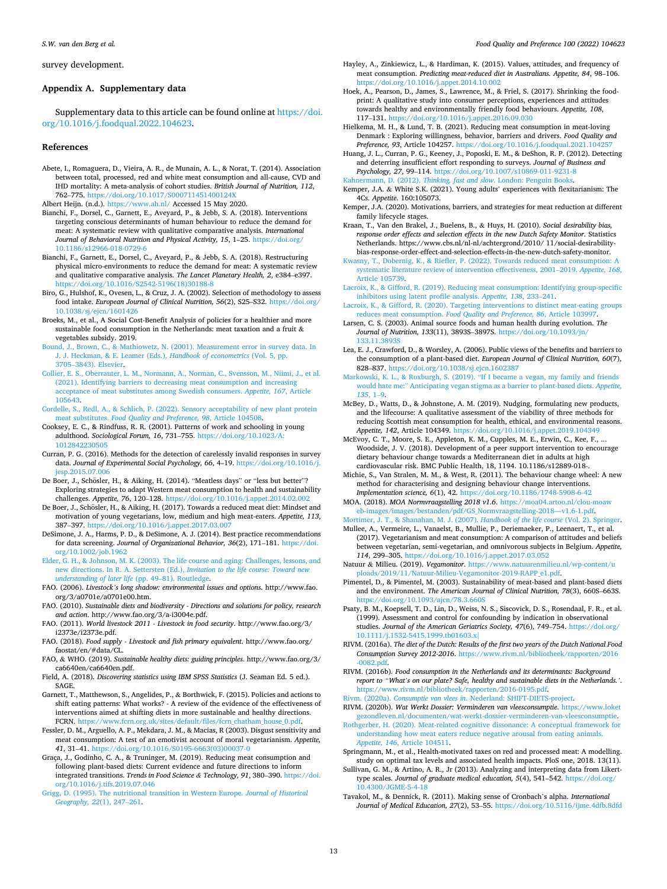survey development.

## Appendix A. Supplementary data

Supplementary data to this article can be found online at https://doi.org/10.1016/j.foodqual.2022.104623.

## References

Abete, I., Romaguera, D., Vieira, A. R., de Munain, A. L., & Norat, T. (2014). Association between total, processed, red and white meat consumption and all-cause, CVD and IHD mortality: A meta-analysis of cohort studies. *British Journal of Nutrition, 112*, 762–775. https://doi.org/10.1017/S000711451400124X

Albert Heijn. (n.d.). https://www.ah.nl/ Accessed 15 May 2020.

Bianchi, F., Dorsel, C., Garnett, E., Aveyard, P., & Jebb, S. A. (2018). Interventions targeting conscious determinants of human behaviour to reduce the demand for meat: A systematic review with qualitative comparative analysis. *International Journal of Behavioral Nutrition and Physical Activity, 15*, 1–25. https://doi.org/10.1186/s12966-018-0729-6

Bianchi, F., Garnett, E., Dorsel, C., Aveyard, P., & Jebb, S. A. (2018). Restructuring physical micro-environments to reduce the demand for meat: A systematic review and qualitative comparative analysis. *The Lancet Planetary Health, 2*, e384–e397. https://doi.org/10.1016/S2542-5196(18)30188-8

Biro, G., Hulshof, K., Ovesen, L., & Cruz, J. A. (2002). Selection of methodology to assess food intake. *European Journal of Clinical Nutrition, 56*(2), S25–S32. https://doi.org/10.1038/sj/ejcn/1601426

Broeks, M., et al., A Social Cost-Benefit Analysis of policies for a healthier and more sustainable food consumption in the Netherlands: meat taxation and a fruit & vegetables subsidy. 2019.

Bound, J., Brown, C., & Mathiowetz, N. (2001). Measurement error in survey data. In J. J. Heckman, & E. Leamer (Eds.), *Handbook of econometrics* (Vol. 5, pp. 3705–3843). Elsevier.

Collier, E. S., Oberrauter, L. M., Normann, A., Norman, C., Svensson, M., Niimi, J., et al. (2021). Identifying barriers to decreasing meat consumption and increasing acceptance of meat substitutes among Swedish consumers. *Appetite, 167*, Article 105643.

Cordelle, S., Redl, A., & Schlich, P. (2022). Sensory acceptability of new plant protein meat substitutes. *Food Quality and Preference, 98*, Article 104508.

Cooksey, E. C., & Rindfuss, R. R. (2001). Patterns of work and schooling in young adulthood. *Sociological Forum, 16*, 731–755. https://doi.org/10.1023/A:1012842230505

Curran, P. G. (2016). Methods for the detection of carelessly invalid responses in survey data. *Journal of Experimental Social Psychology, 66*, 4–19. https://doi.org/10.1016/j.jesp.2015.07.006

De Boer, J., Schösler, H., & Aiking, H. (2014). "Meatless days" or "less but better"? Exploring strategies to adapt Western meat consumption to health and sustainability challenges. *Appetite, 76*, 120–128. https://doi.org/10.1016/j.appet.2014.02.002

De Boer, J., Schösler, H., & Aiking, H. (2017). Towards a reduced meat diet: Mindset and motivation of young vegetarians, low, medium and high meat-eaters. *Appetite, 113*, 387–397. https://doi.org/10.1016/j.appet.2017.03.007

DeSimone, J. A., Harms, P. D., & DeSimone, A. J. (2014). Best practice recommendations for data screening. *Journal of Organizational Behavior, 36*(2), 171–181. https://doi.org/10.1002/job.1962

Elder, G. H., & Johnson, M. K. (2003). The life course and aging: Challenges, lessons, and new directions. In R. A. Settersten (Ed.), *Invitation to the life course: Toward new understanding of later life* (pp. 49–81). Routledge.

FAO. (2006). *Livestock's long shadow: environmental issues and options*. http://www.fao.org/3/a0701e/a0701e00.htm.

FAO. (2010). *Sustainable diets and biodiversity - Directions and solutions for policy, research and action*. http://www.fao.org/3/a-i3004e.pdf.

FAO. (2011). *World livestock 2011 - Livestock in food security*. http://www.fao.org/3/i2373e/i2373e.pdf.

FAO. (2018). *Food supply - Livestock and fish primary equivalent*. http://www.fao.org/faostat/en/#data/CL.

FAO, & WHO. (2019). *Sustainable healthy diets: guiding principles*. http://www.fao.org/3/ca6640en/ca6640en.pdf.

Field, A. (2018). *Discovering statistics using IBM SPSS Statistics* (J. Seaman Ed. 5 ed.). SAGE.

Garnett, T., Matthewson, S., Angelides, P., & Borthwick, F. (2015). Policies and actions to shift eating patterns: What works? - A review of the evidence of the effectiveness of interventions aimed at shifting diets in more sustainable and healthy directions. FCRN. https://www.fcrn.org.uk/sites/default/files/fcrn_chatham_house_0.pdf.

Fessler, D. M., Arguello, A. P., Mekdara, J. M., & Macias, R (2003). Disgust sensitivity and meat consumption: A test of an emotivist account of moral vegetarianism. *Appetite, 41*, 31–41. https://doi.org/10.1016/S0195-6663(03)00037-0

Graça, J., Godinho, C. A., & Truninger, M. (2019). Reducing meat consumption and following plant-based diets: Current evidence and future directions to inform integrated transitions. *Trends in Food Science & Technology, 91*, 380–390. https://doi.org/10.1016/j.tifs.2019.07.046

Grigg, D. (1995). The nutritional transition in Western Europe. *Journal of Historical Geography, 22*(1), 247–261.

Hayley, A., Zinkiewicz, L., & Hardiman, K. (2015). Values, attitudes, and frequency of meat consumption. *Predicting meat-reduced diet in Australians. Appetite, 84*, 98–106. https://doi.org/10.1016/j.appet.2014.10.002

Hoek, A., Pearson, D., James, S., Lawrence, M., & Friel, S. (2017). Shrinking the food-print: A qualitative study into consumer perceptions, experiences and attitudes towards healthy and environmentally friendly food behaviours. *Appetite, 108*, 117–131. https://doi.org/10.1016/j.appet.2016.09.030

Hielkema, M. H., & Lund, T. B. (2021). Reducing meat consumption in meat-loving Denmark : Exploring willingness, behavior, barriers and drivers. *Food Quality and Preference, 93*, Article 104257. https://doi.org/10.1016/j.foodqual.2021.104257

Huang, J. L., Curran, P. G., Keeney, J., Poposki, E. M., & DeShon, R. P. (2012). Detecting and deterring insufficient effort responding to surveys. *Journal of Business and Psychology, 27*, 99–114. https://doi.org/10.1007/s10869-011-9231-8

Kahnermann, D. (2012). *Thinking, fast and slow*. London: Penguin Books.

Kemper, J.A. & White S.K. (2021). Young adults' experiences with flexitarianism: The 4Cs. *Appetite*. 160:105073.

Kemper, J.A. (2020). Motivations, barriers, and strategies for meat reduction at different family lifecycle stages.

Kraan, T., Van den Brakel, J., Buelens, B., & Huys, H. (2010). *Social desirability bias, response order effects and selection effects in the new Dutch Safety Monitor*. Statistics Netherlands. https://www.cbs.nl/nl-nl/achtergrond/2010/ 11/social-desirability-bias-response-order-effect-and-selection-effects-in-the-new-dutch-safety-monitor.

Kwasny, T., Dobernig, K., & Riefler, P. (2022). Towards reduced meat consumption: A systematic literature review of intervention effectiveness, 2001–2019. *Appetite, 168*, Article 105739.

Lacroix, K., & Gifford, R. (2019). Reducing meat consumption: Identifying group-specific inhibitors using latent profile analysis. *Appetite, 138*, 233–241.

Lacroix, K., & Gifford, R. (2020). Targeting interventions to distinct meat-eating groups reduces meat consumption. *Food Quality and Preference, 86*, Article 103997.

Larsen, C. S. (2003). Animal source foods and human health during evolution. *The Journal of Nutrition, 133*(11), 3893S–3897S. https://doi.org/10.1093/jn/133.11.3893S

Lea, E. J., Crawford, D., & Worsley, A. (2006). Public views of the benefits and barriers to the consumption of a plant-based diet. *European Journal of Clinical Nutrition, 60*(7), 828–837. https://doi.org/10.1038/sj.ejcn.1602387

Markowski, K. L., & Roxburgh, S. (2019). "If I became a vegan, my family and friends would hate me:" Anticipating vegan stigma as a barrier to plant-based diets. *Appetite, 135*, 1–9.

McBey, D., Watts, D., & Johnstone, A. M. (2019). Nudging, formulating new products, and the lifecourse: A qualitative assessment of the viability of three methods for reducing Scottish meat consumption for health, ethical, and environmental reasons. *Appetite, 142*, Article 104349. https://doi.org/10.1016/j.appet.2019.104349

McEvoy, C. T., Moore, S. E., Appleton, K. M., Cupples, M. E., Erwin, C., Kee, F., ... Woodside, J. V. (2018). Development of a peer support intervention to encourage dietary behaviour change towards a Mediterranean diet in adults at high cardiovascular risk. BMC Public Health, 18, 1194. 10.1186/s12889-018-.

Michie, S., Van Stralen, M. M., & West, R. (2011). The behaviour change wheel: A new method for characterising and designing behaviour change interventions. *Implementation science, 6*(1), 42. https://doi.org/10.1186/1748-5908-6-42

MOA. (2018). *MOA Normvraagstelling 2018 v1.6*. https://moa04.artoo.nl/clou-moaweb-images/images/bestanden/pdf/GS_Normvraagstelling-2018—v1.6-1.pdf.

Mortimer, J. T., & Shanahan, M. J. (2007). *Handbook of the life course* (Vol. 2). Springer.

Mullee, A., Vermeire, L., Vanaelst, B., Mullie, P., Deriemaeker, P., Leenaert, T., et al. (2017). Vegetarianism and meat consumption: A comparison of attitudes and beliefs between vegetarian, semi-vegetarian, and omnivorous subjects in Belgium. *Appetite, 114*, 299–305. https://doi.org/10.1016/j.appet.2017.03.052

Natuur & Milieu. (2019). *Vegamonitor*. https://www.natuurenmilieu.nl/wp-content/uploads/2019/11/Natuur-Milieu-Vegamonitor-2019-RAPP_e1.pdf.

Pimentel, D., & Pimentel, M. (2003). Sustainability of meat-based and plant-based diets and the environment. *The American Journal of Clinical Nutrition, 78*(3), 660S–663S. https://doi.org/10.1093/ajcn/78.3.660S

Psaty, B. M., Koepsell, T. D., Lin, D., Weiss, N. S., Siscovick, D. S., Rosendaal, F. R., et al. (1999). Assessment and control for confounding by indication in observational studies. *Journal of the American Geriatrics Society, 47*(6), 749–754. https://doi.org/10.1111/j.1532-5415.1999.tb01603.x|

RIVM. (2016a). *The diet of the Dutch: Results of the first two years of the Dutch National Food Consumption Survey 2012-2016*. https://www.rivm.nl/bibliotheek/rapporten/2016-0082.pdf.

RIVM. (2016b). *Food consumption in the Netherlands and its determinants: Background report to "What's on our plate? Safe, healthy and sustainable diets in the Netherlands.'*. https://www.rivm.nl/bibliotheek/rapporten/2016-0195.pdf.

Rivm. (2020a). *Consumptie van vlees in*. Nederland: SHIFT-DIETS-project.

RIVM. (2020b). *Wat Werkt Dossier: Verminderen van vleesconsumptie*. https://www.loketgezondleven.nl/documenten/wat-werkt-dossier-verminderen-van-vleesconsumptie.

Rothgerber, H. (2020). Meat-related cognitive dissonance: A conceptual framework for understanding how meat eaters reduce negative arousal from eating animals. *Appetite, 146*, Article 104511.

Springmann, M., et al., Health-motivated taxes on red and processed meat: A modelling. study on optimal tax levels and associated health impacts. PloS one, 2018. 13(11).

Sullivan, G. M., & Artino, A. R., Jr (2013). Analyzing and interpreting data from Likert-type scales. *Journal of graduate medical education, 5*(4), 541–542. https://doi.org/10.4300/JGME-5-4-18

Tavakol, M., & Dennick, R. (2011). Making sense of Cronbach's alpha. *International Journal of Medical Education, 27*(2), 53–55. https://doi.org/10.5116/ijme.4dfb.8dfd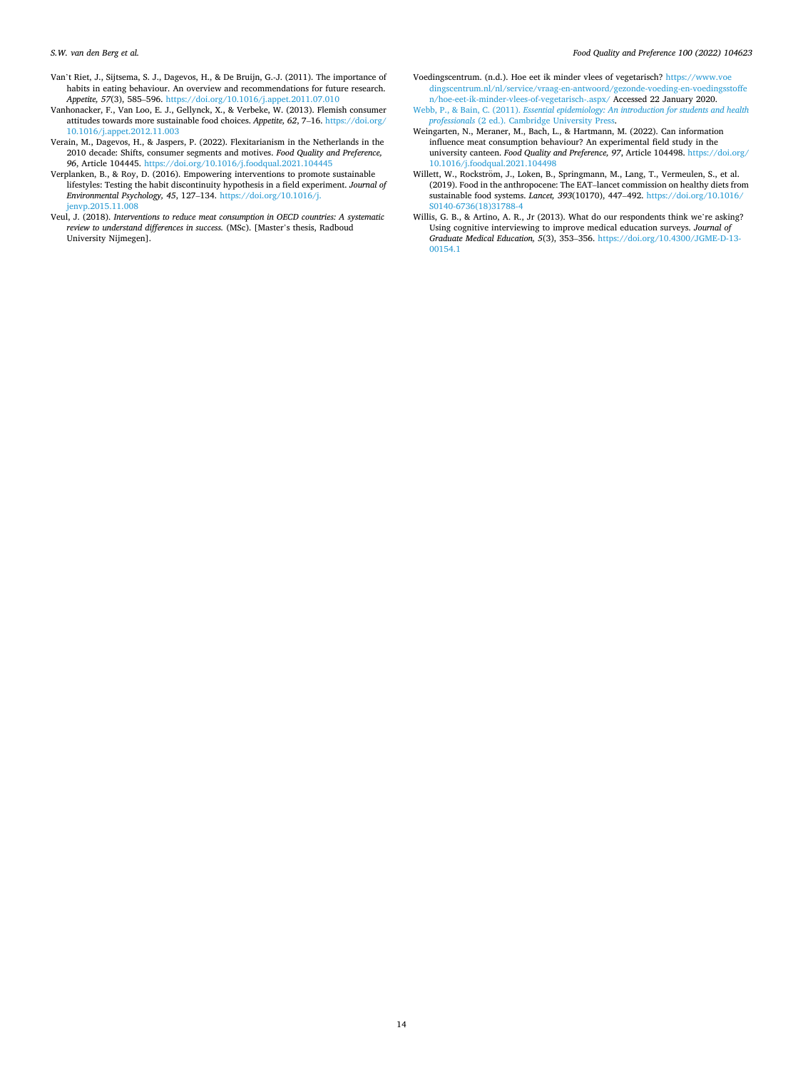Van`t Riet, J., Sijtsema, S. J., Dagevos, H., & De Bruijn, G.-J. (2011). The importance of habits in eating behaviour. An overview and recommendations for future research. *Appetite, 57*(3), 585–596. https://doi.org/10.1016/j.appet.2011.07.010

Vanhonacker, F., Van Loo, E. J., Gellynck, X., & Verbeke, W. (2013). Flemish consumer attitudes towards more sustainable food choices. *Appetite, 62*, 7–16. https://doi.org/10.1016/j.appet.2012.11.003

Verain, M., Dagevos, H., & Jaspers, P. (2022). Flexitarianism in the Netherlands in the 2010 decade: Shifts, consumer segments and motives. *Food Quality and Preference, 96*, Article 104445. https://doi.org/10.1016/j.foodqual.2021.104445

Verplanken, B., & Roy, D. (2016). Empowering interventions to promote sustainable lifestyles: Testing the habit discontinuity hypothesis in a field experiment. *Journal of Environmental Psychology, 45*, 127–134. https://doi.org/10.1016/j.jenvp.2015.11.008

Veul, J. (2018). *Interventions to reduce meat consumption in OECD countries: A systematic review to understand differences in success.* (MSc). [Master's thesis, Radboud University Nijmegen].

Voedingscentrum. (n.d.). Hoe eet ik minder vlees of vegetarisch? https://www.voedingscentrum.nl/nl/service/vraag-en-antwoord/gezonde-voeding-en-voedingsstoffen/hoe-eet-ik-minder-vlees-of-vegetarisch-.aspx/ Accessed 22 January 2020.

Webb, P., & Bain, C. (2011). *Essential epidemiology: An introduction for students and health professionals* (2 ed.). Cambridge University Press.

Weingarten, N., Meraner, M., Bach, L., & Hartmann, M. (2022). Can information influence meat consumption behaviour? An experimental field study in the university canteen. *Food Quality and Preference, 97*, Article 104498. https://doi.org/10.1016/j.foodqual.2021.104498

Willett, W., Rockström, J., Loken, B., Springmann, M., Lang, T., Vermeulen, S., et al. (2019). Food in the anthropocene: The EAT–lancet commission on healthy diets from sustainable food systems. *Lancet, 393*(10170), 447–492. https://doi.org/10.1016/S0140-6736(18)31788-4

Willis, G. B., & Artino, A. R., Jr (2013). What do our respondents think we`re asking? Using cognitive interviewing to improve medical education surveys. *Journal of Graduate Medical Education, 5*(3), 353–356. https://doi.org/10.4300/JGME-D-13-00154.1